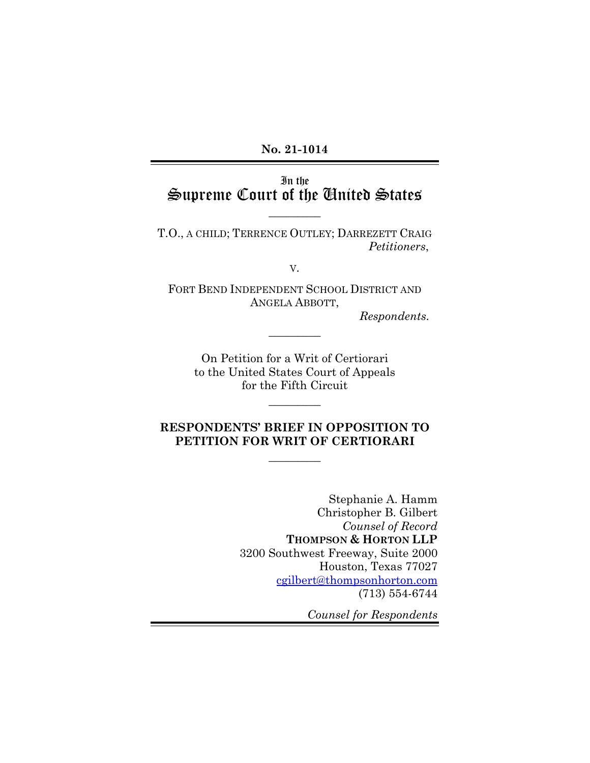**No. 21-1014**

---

In the

# Supreme Court of the United States

---

T.O., A CHILD; TERRENCE OUTLEY; DARREZETT CRAIG
*Petitioners*,

v.

FORT BEND INDEPENDENT SCHOOL DISTRICT AND ANGELA ABBOTT,
*Respondents.*

---

On Petition for a Writ of Certiorari
to the United States Court of Appeals
for the Fifth Circuit

---

**RESPONDENTS' BRIEF IN OPPOSITION TO PETITION FOR WRIT OF CERTIORARI**

---

Stephanie A. Hamm
Christopher B. Gilbert
*Counsel of Record*
**THOMPSON & HORTON LLP**
3200 Southwest Freeway, Suite 2000
Houston, Texas 77027
cgilbert@thompsonhorton.com
(713) 554-6744

*Counsel for Respondents*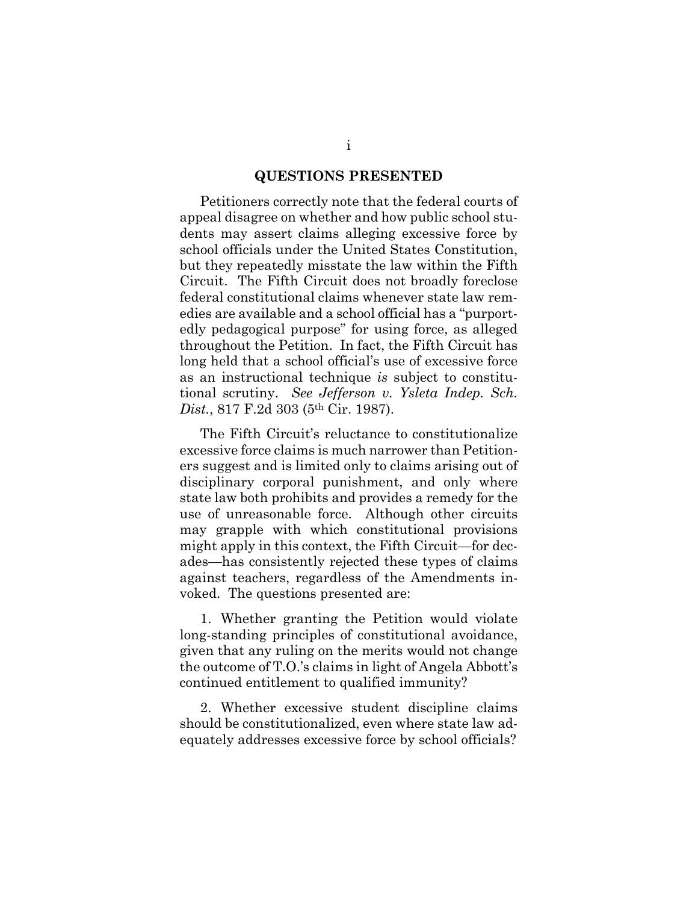## QUESTIONS PRESENTED

Petitioners correctly note that the federal courts of appeal disagree on whether and how public school students may assert claims alleging excessive force by school officials under the United States Constitution, but they repeatedly misstate the law within the Fifth Circuit. The Fifth Circuit does not broadly foreclose federal constitutional claims whenever state law remedies are available and a school official has a "purportedly pedagogical purpose" for using force, as alleged throughout the Petition. In fact, the Fifth Circuit has long held that a school official's use of excessive force as an instructional technique *is* subject to constitutional scrutiny. *See Jefferson v. Ysleta Indep. Sch. Dist.*, 817 F.2d 303 (5th Cir. 1987).

The Fifth Circuit's reluctance to constitutionalize excessive force claims is much narrower than Petitioners suggest and is limited only to claims arising out of disciplinary corporal punishment, and only where state law both prohibits and provides a remedy for the use of unreasonable force. Although other circuits may grapple with which constitutional provisions might apply in this context, the Fifth Circuit—for decades—has consistently rejected these types of claims against teachers, regardless of the Amendments invoked. The questions presented are:

1. Whether granting the Petition would violate long-standing principles of constitutional avoidance, given that any ruling on the merits would not change the outcome of T.O.'s claims in light of Angela Abbott's continued entitlement to qualified immunity?

2. Whether excessive student discipline claims should be constitutionalized, even where state law adequately addresses excessive force by school officials?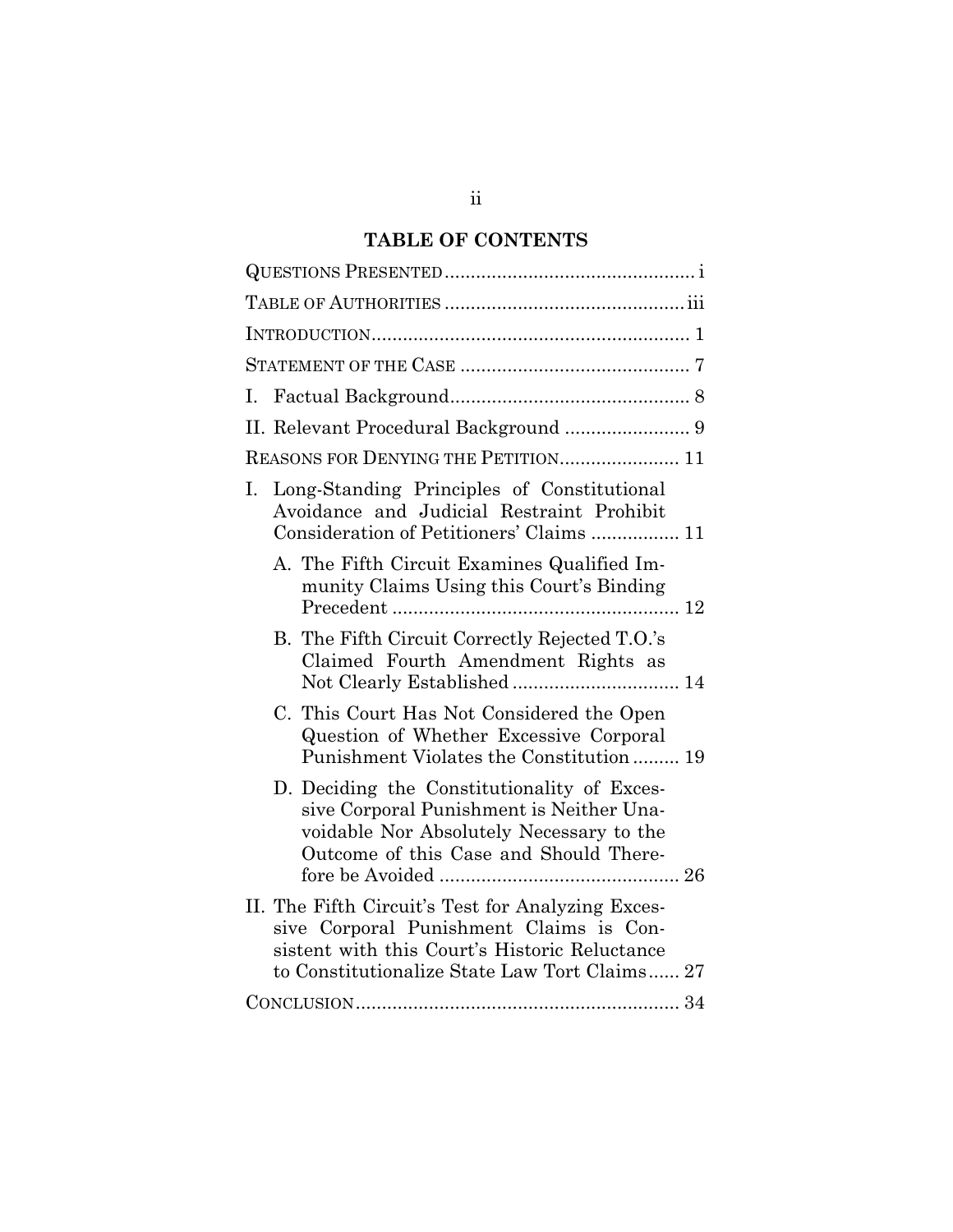## TABLE OF CONTENTS

QUESTIONS PRESENTED ............................................... i

TABLE OF AUTHORITIES ............................................. iii

INTRODUCTION ............................................................ 1

STATEMENT OF THE CASE ........................................... 7

I. Factual Background ............................................. 8

II. Relevant Procedural Background ........................ 9

REASONS FOR DENYING THE PETITION ...................... 11

I. Long-Standing Principles of Constitutional Avoidance and Judicial Restraint Prohibit Consideration of Petitioners' Claims ................. 11

   A. The Fifth Circuit Examines Qualified Immunity Claims Using this Court's Binding Precedent ....................................................... 12

   B. The Fifth Circuit Correctly Rejected T.O.'s Claimed Fourth Amendment Rights as Not Clearly Established ................................ 14

   C. This Court Has Not Considered the Open Question of Whether Excessive Corporal Punishment Violates the Constitution ......... 19

   D. Deciding the Constitutionality of Excessive Corporal Punishment is Neither Unavoidable Nor Absolutely Necessary to the Outcome of this Case and Should Therefore be Avoided ............................................. 26

II. The Fifth Circuit's Test for Analyzing Excessive Corporal Punishment Claims is Consistent with this Court's Historic Reluctance to Constitutionalize State Law Tort Claims...... 27

CONCLUSION.............................................................. 34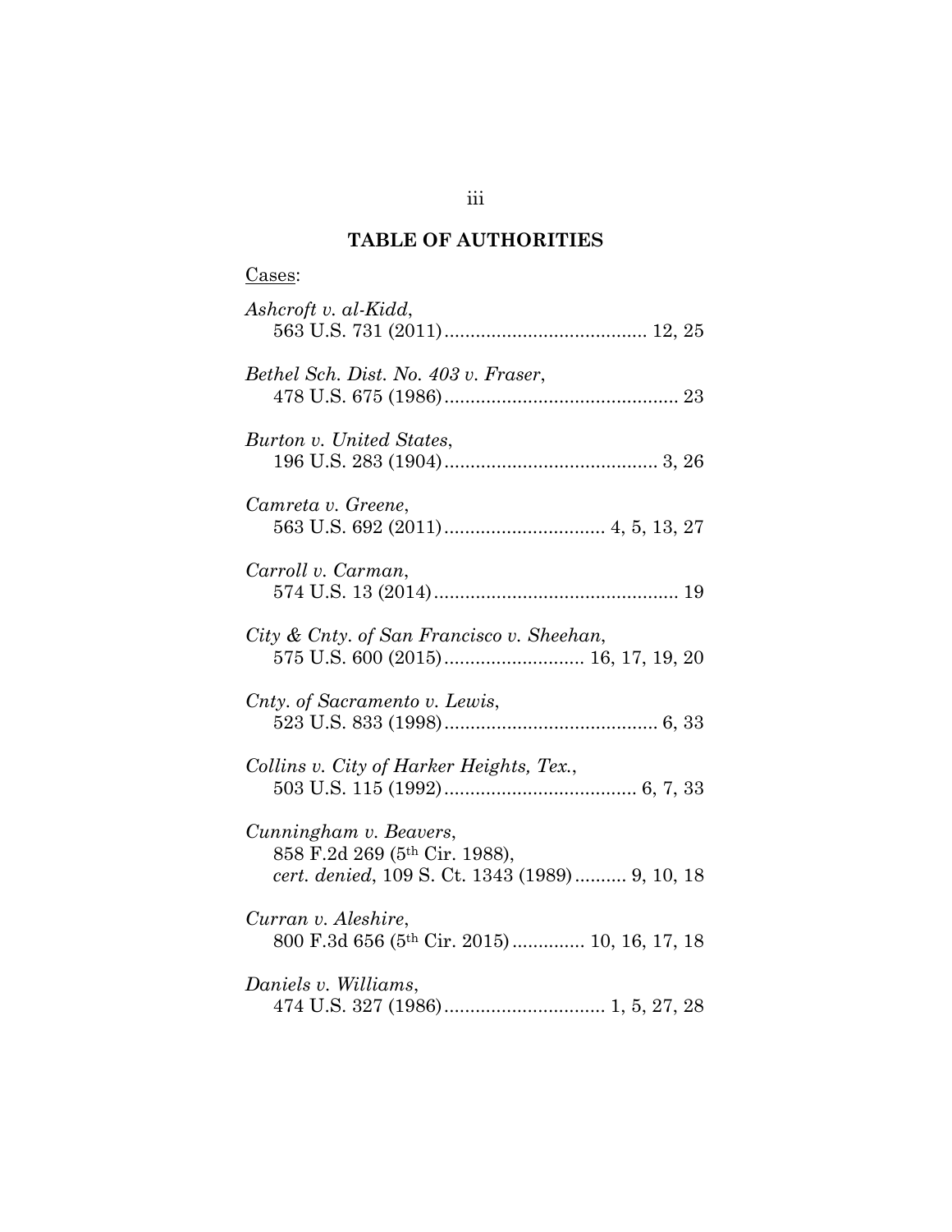## TABLE OF AUTHORITIES

Cases:

*Ashcroft v. al-Kidd*,
563 U.S. 731 (2011)....................................... 12, 25

*Bethel Sch. Dist. No. 403 v. Fraser*,
478 U.S. 675 (1986)............................................. 23

*Burton v. United States*,
196 U.S. 283 (1904)......................................... 3, 26

*Camreta v. Greene*,
563 U.S. 692 (2011)............................... 4, 5, 13, 27

*Carroll v. Carman*,
574 U.S. 13 (2014)............................................... 19

*City & Cnty. of San Francisco v. Sheehan*,
575 U.S. 600 (2015)........................... 16, 17, 19, 20

*Cnty. of Sacramento v. Lewis*,
523 U.S. 833 (1998)......................................... 6, 33

*Collins v. City of Harker Heights, Tex.*,
503 U.S. 115 (1992)..................................... 6, 7, 33

*Cunningham v. Beavers*,
858 F.2d 269 (5th Cir. 1988),
*cert. denied*, 109 S. Ct. 1343 (1989).......... 9, 10, 18

*Curran v. Aleshire*,
800 F.3d 656 (5th Cir. 2015)............. 10, 16, 17, 18

*Daniels v. Williams*,
474 U.S. 327 (1986)............................... 1, 5, 27, 28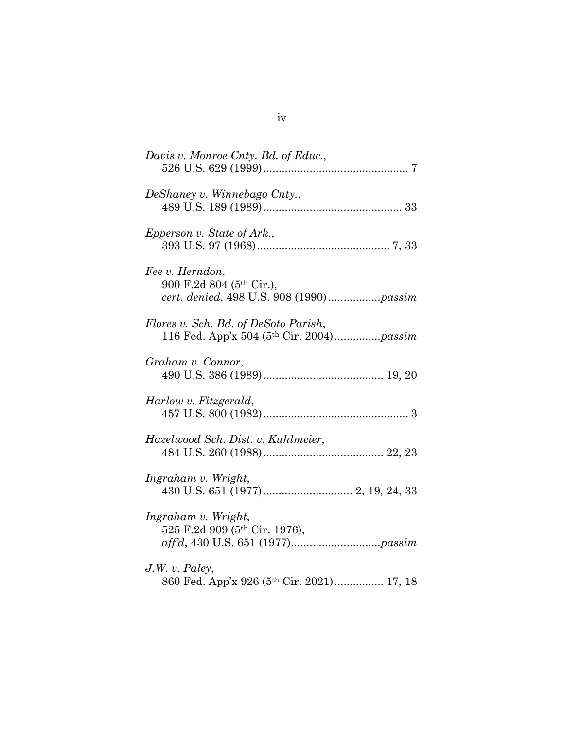*Davis v. Monroe Cnty. Bd. of Educ.*,
526 U.S. 629 (1999) ............................................... 7

*DeShaney v. Winnebago Cnty.*,
489 U.S. 189 (1989) ............................................. 33

*Epperson v. State of Ark.*,
393 U.S. 97 (1968) ........................................... 7, 33

*Fee v. Herndon*,
900 F.2d 804 (5th Cir.),
*cert. denied*, 498 U.S. 908 (1990) .................*passim*

*Flores v. Sch. Bd. of DeSoto Parish*,
116 Fed. App'x 504 (5th Cir. 2004) ...............*passim*

*Graham v. Connor*,
490 U.S. 386 (1989) ....................................... 19, 20

*Harlow v. Fitzgerald*,
457 U.S. 800 (1982) ............................................... 3

*Hazelwood Sch. Dist. v. Kuhlmeier*,
484 U.S. 260 (1988) ....................................... 22, 23

*Ingraham v. Wright*,
430 U.S. 651 (1977) ............................. 2, 19, 24, 33

*Ingraham v. Wright*,
525 F.2d 909 (5th Cir. 1976),
*aff'd*, 430 U.S. 651 (1977) .............................*passim*

*J.W. v. Paley*,
860 Fed. App'x 926 (5th Cir. 2021) ................ 17, 18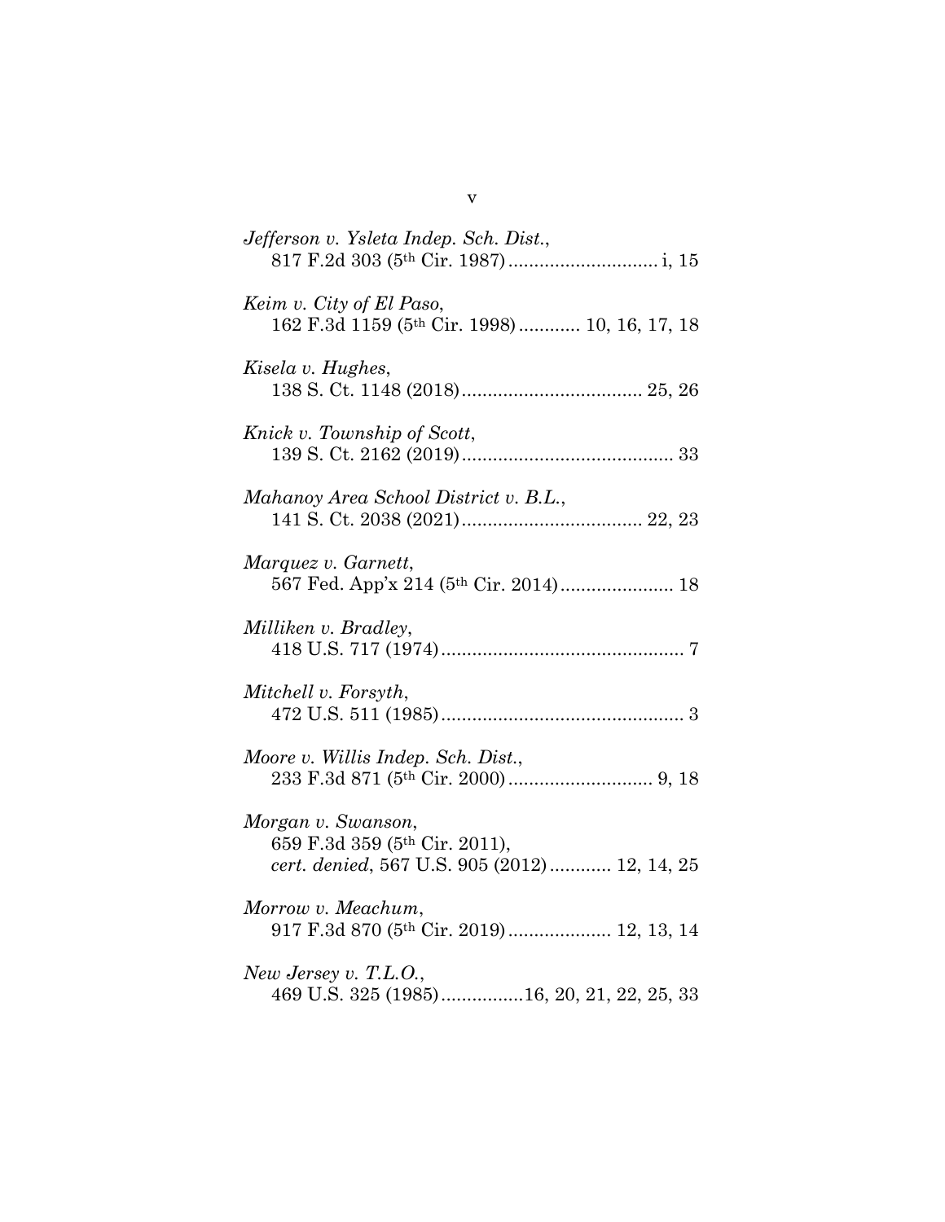*Jefferson v. Ysleta Indep. Sch. Dist.*,
817 F.2d 303 (5th Cir. 1987) ............................ i, 15

*Keim v. City of El Paso*,
162 F.3d 1159 (5th Cir. 1998) ........... 10, 16, 17, 18

*Kisela v. Hughes*,
138 S. Ct. 1148 (2018) .................................. 25, 26

*Knick v. Township of Scott*,
139 S. Ct. 2162 (2019) ......................................... 33

*Mahanoy Area School District v. B.L.*,
141 S. Ct. 2038 (2021) .................................. 22, 23

*Marquez v. Garnett*,
567 Fed. App'x 214 (5th Cir. 2014) ..................... 18

*Milliken v. Bradley*,
418 U.S. 717 (1974) ............................................... 7

*Mitchell v. Forsyth*,
472 U.S. 511 (1985) ............................................... 3

*Moore v. Willis Indep. Sch. Dist.*,
233 F.3d 871 (5th Cir. 2000) ............................ 9, 18

*Morgan v. Swanson*,
659 F.3d 359 (5th Cir. 2011),
*cert. denied*, 567 U.S. 905 (2012) ........... 12, 14, 25

*Morrow v. Meachum*,
917 F.3d 870 (5th Cir. 2019) .................... 12, 13, 14

*New Jersey v. T.L.O.*,
469 U.S. 325 (1985) ...............16, 20, 21, 22, 25, 33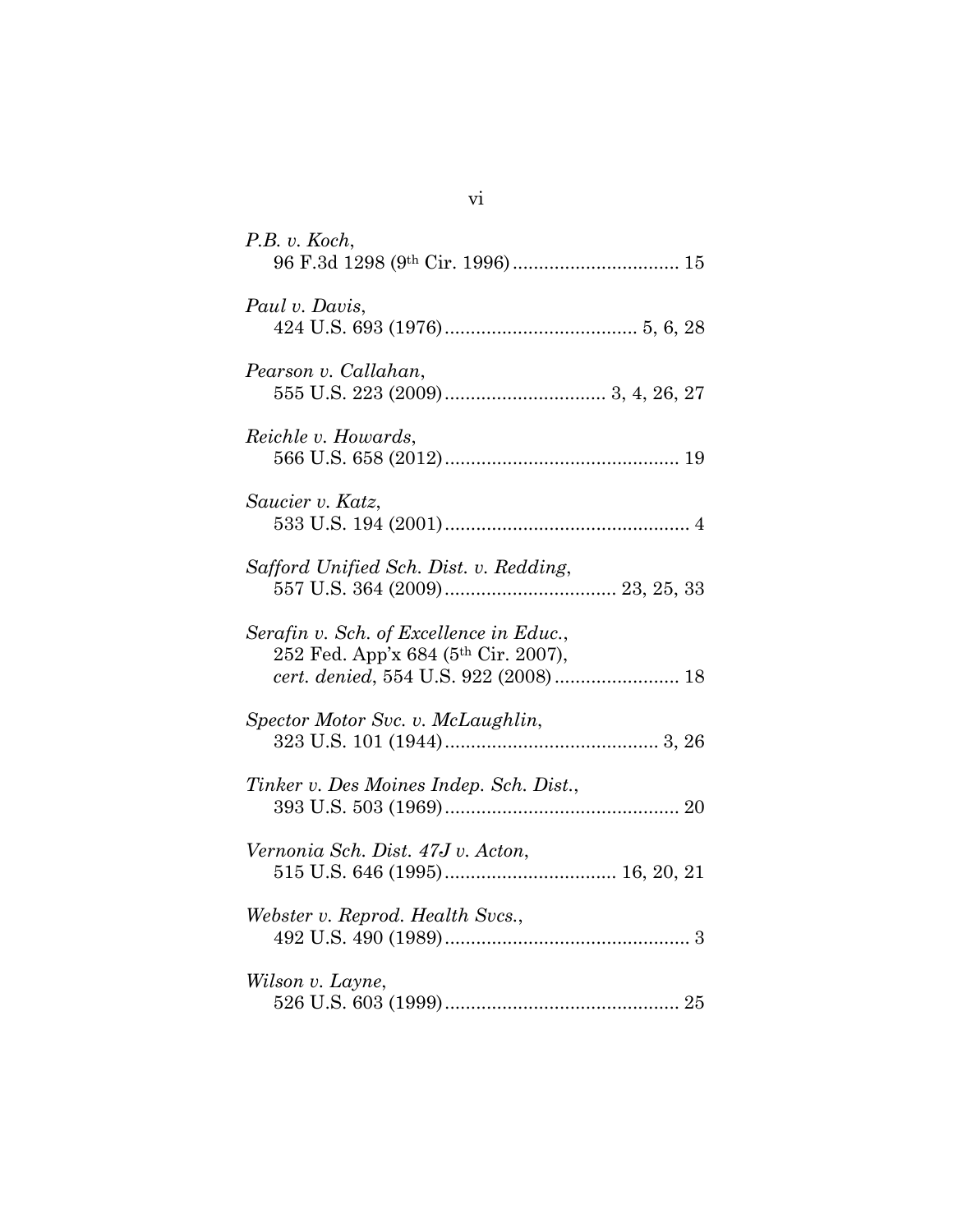*P.B. v. Koch*,
96 F.3d 1298 (9th Cir. 1996) ................................ 15

*Paul v. Davis*,
424 U.S. 693 (1976) .................................... 5, 6, 28

*Pearson v. Callahan*,
555 U.S. 223 (2009) .............................. 3, 4, 26, 27

*Reichle v. Howards*,
566 U.S. 658 (2012) ............................................ 19

*Saucier v. Katz*,
533 U.S. 194 (2001) .............................................. 4

*Safford Unified Sch. Dist. v. Redding*,
557 U.S. 364 (2009) ................................ 23, 25, 33

*Serafin v. Sch. of Excellence in Educ.*,
252 Fed. App'x 684 (5th Cir. 2007),
*cert. denied*, 554 U.S. 922 (2008) ........................ 18

*Spector Motor Svc. v. McLaughlin*,
323 U.S. 101 (1944) ........................................ 3, 26

*Tinker v. Des Moines Indep. Sch. Dist.*,
393 U.S. 503 (1969) ............................................ 20

*Vernonia Sch. Dist. 47J v. Acton*,
515 U.S. 646 (1995) ................................ 16, 20, 21

*Webster v. Reprod. Health Svcs.*,
492 U.S. 490 (1989) .............................................. 3

*Wilson v. Layne*,
526 U.S. 603 (1999) ............................................ 25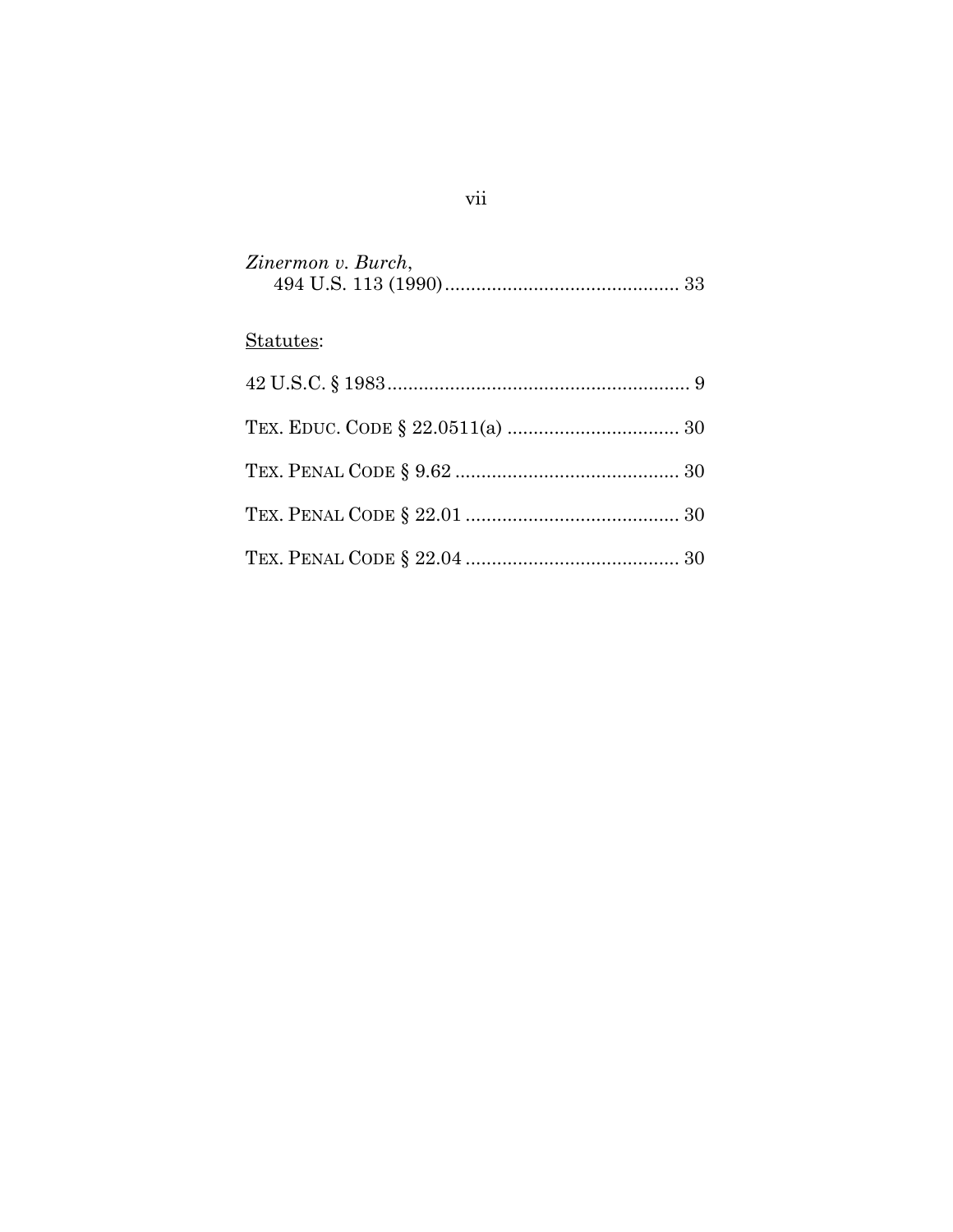*Zinermon v. Burch*,
494 U.S. 113 (1990) ............................................ 33

Statutes:

42 U.S.C. § 1983 .......................................................... 9

TEX. EDUC. CODE § 22.0511(a) ................................. 30

TEX. PENAL CODE § 9.62 ........................................... 30

TEX. PENAL CODE § 22.01 ......................................... 30

TEX. PENAL CODE § 22.04 ......................................... 30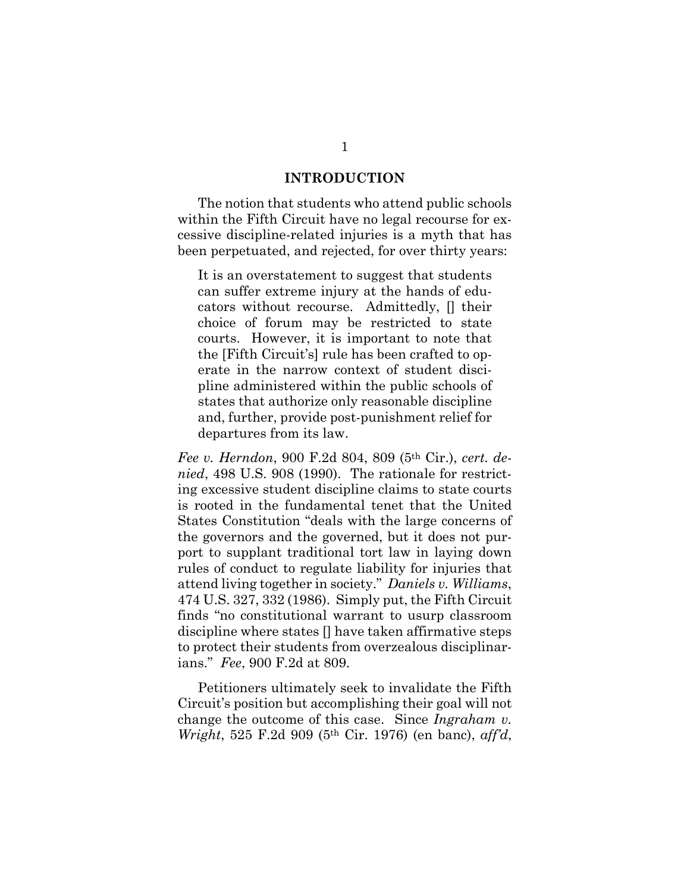## INTRODUCTION

The notion that students who attend public schools within the Fifth Circuit have no legal recourse for excessive discipline-related injuries is a myth that has been perpetuated, and rejected, for over thirty years:

> It is an overstatement to suggest that students can suffer extreme injury at the hands of educators without recourse. Admittedly, [] their choice of forum may be restricted to state courts. However, it is important to note that the [Fifth Circuit's] rule has been crafted to operate in the narrow context of student discipline administered within the public schools of states that authorize only reasonable discipline and, further, provide post-punishment relief for departures from its law.

*Fee v. Herndon*, 900 F.2d 804, 809 (5th Cir.), *cert. denied*, 498 U.S. 908 (1990). The rationale for restricting excessive student discipline claims to state courts is rooted in the fundamental tenet that the United States Constitution "deals with the large concerns of the governors and the governed, but it does not purport to supplant traditional tort law in laying down rules of conduct to regulate liability for injuries that attend living together in society." *Daniels v. Williams*, 474 U.S. 327, 332 (1986). Simply put, the Fifth Circuit finds "no constitutional warrant to usurp classroom discipline where states [] have taken affirmative steps to protect their students from overzealous disciplinarians." *Fee*, 900 F.2d at 809.

Petitioners ultimately seek to invalidate the Fifth Circuit's position but accomplishing their goal will not change the outcome of this case. Since *Ingraham v. Wright*, 525 F.2d 909 (5th Cir. 1976) (en banc), *aff'd*,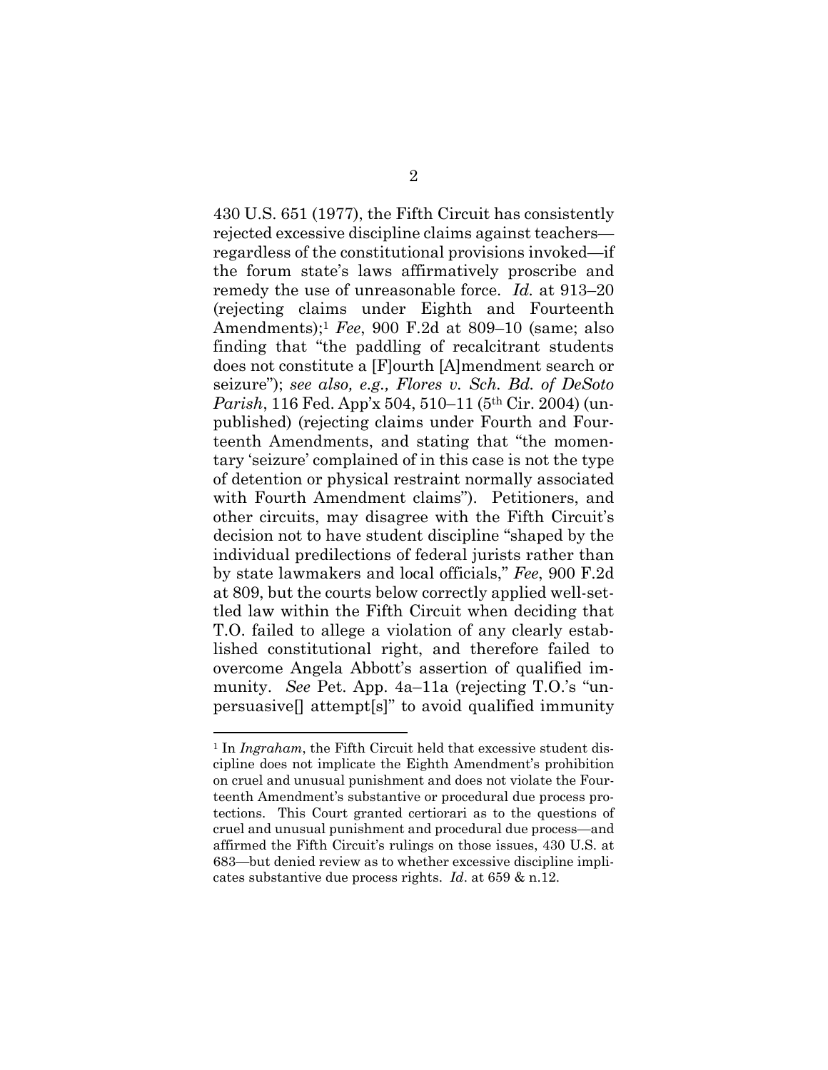430 U.S. 651 (1977), the Fifth Circuit has consistently rejected excessive discipline claims against teachers—regardless of the constitutional provisions invoked—if the forum state's laws affirmatively proscribe and remedy the use of unreasonable force. *Id.* at 913–20 (rejecting claims under Eighth and Fourteenth Amendments);[1] *Fee*, 900 F.2d at 809–10 (same; also finding that "the paddling of recalcitrant students does not constitute a [F]ourth [A]mendment search or seizure"); *see also, e.g., Flores v. Sch. Bd. of DeSoto Parish*, 116 Fed. App'x 504, 510–11 (5th Cir. 2004) (unpublished) (rejecting claims under Fourth and Fourteenth Amendments, and stating that "the momentary 'seizure' complained of in this case is not the type of detention or physical restraint normally associated with Fourth Amendment claims"). Petitioners, and other circuits, may disagree with the Fifth Circuit's decision not to have student discipline "shaped by the individual predilections of federal jurists rather than by state lawmakers and local officials," *Fee*, 900 F.2d at 809, but the courts below correctly applied well-settled law within the Fifth Circuit when deciding that T.O. failed to allege a violation of any clearly established constitutional right, and therefore failed to overcome Angela Abbott's assertion of qualified immunity. *See* Pet. App. 4a–11a (rejecting T.O.'s "unpersuasive[] attempt[s]" to avoid qualified immunity

[1] In *Ingraham*, the Fifth Circuit held that excessive student discipline does not implicate the Eighth Amendment's prohibition on cruel and unusual punishment and does not violate the Fourteenth Amendment's substantive or procedural due process protections. This Court granted certiorari as to the questions of cruel and unusual punishment and procedural due process—and affirmed the Fifth Circuit's rulings on those issues, 430 U.S. at 683—but denied review as to whether excessive discipline implicates substantive due process rights. *Id*. at 659 & n.12.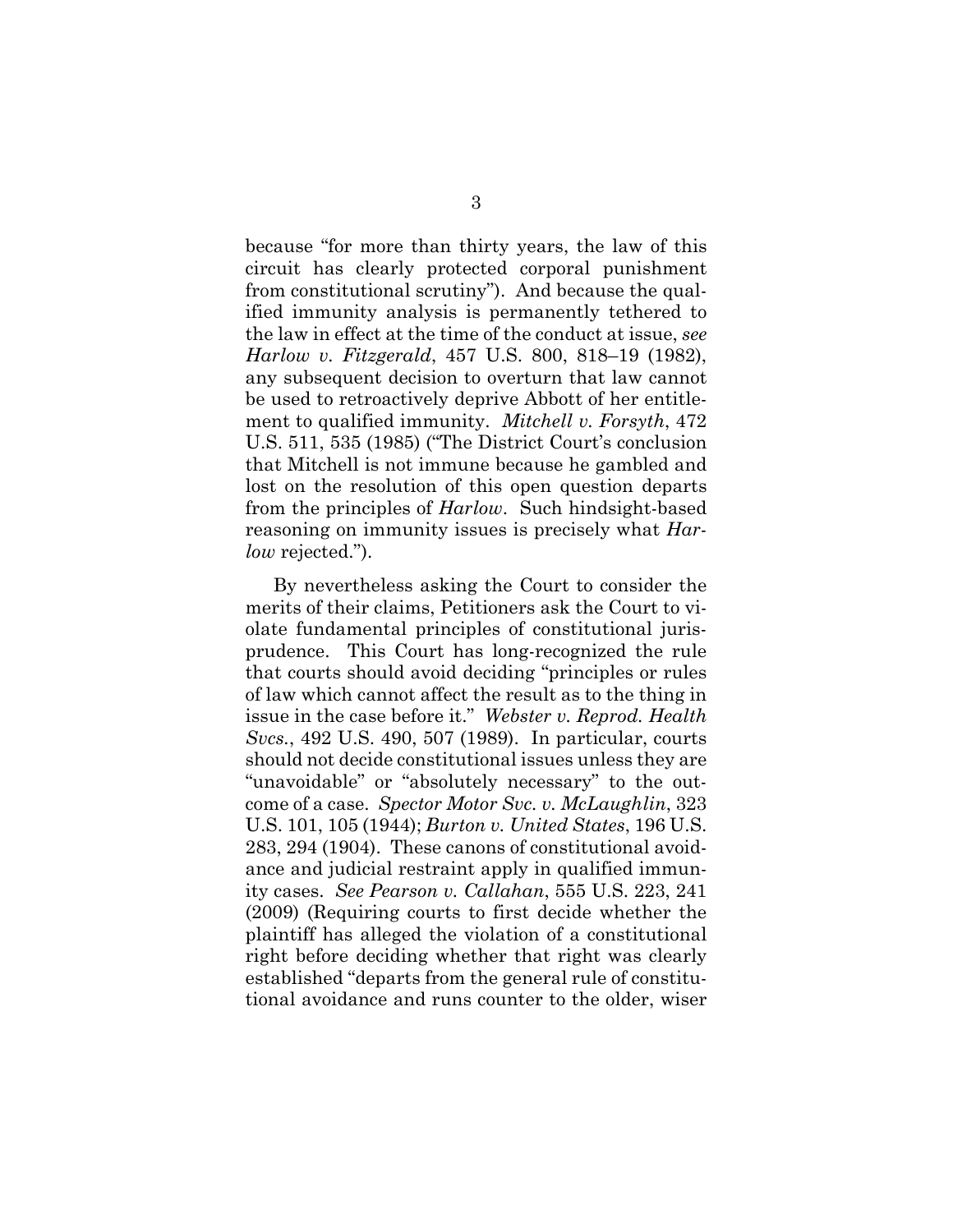because "for more than thirty years, the law of this circuit has clearly protected corporal punishment from constitutional scrutiny"). And because the qualified immunity analysis is permanently tethered to the law in effect at the time of the conduct at issue, *see Harlow v. Fitzgerald*, 457 U.S. 800, 818–19 (1982), any subsequent decision to overturn that law cannot be used to retroactively deprive Abbott of her entitlement to qualified immunity. *Mitchell v. Forsyth*, 472 U.S. 511, 535 (1985) ("The District Court's conclusion that Mitchell is not immune because he gambled and lost on the resolution of this open question departs from the principles of *Harlow*. Such hindsight-based reasoning on immunity issues is precisely what *Harlow* rejected.").

By nevertheless asking the Court to consider the merits of their claims, Petitioners ask the Court to violate fundamental principles of constitutional jurisprudence. This Court has long-recognized the rule that courts should avoid deciding "principles or rules of law which cannot affect the result as to the thing in issue in the case before it." *Webster v. Reprod. Health Svcs.*, 492 U.S. 490, 507 (1989). In particular, courts should not decide constitutional issues unless they are "unavoidable" or "absolutely necessary" to the outcome of a case. *Spector Motor Svc. v. McLaughlin*, 323 U.S. 101, 105 (1944); *Burton v. United States*, 196 U.S. 283, 294 (1904). These canons of constitutional avoidance and judicial restraint apply in qualified immunity cases. *See Pearson v. Callahan*, 555 U.S. 223, 241 (2009) (Requiring courts to first decide whether the plaintiff has alleged the violation of a constitutional right before deciding whether that right was clearly established "departs from the general rule of constitutional avoidance and runs counter to the older, wiser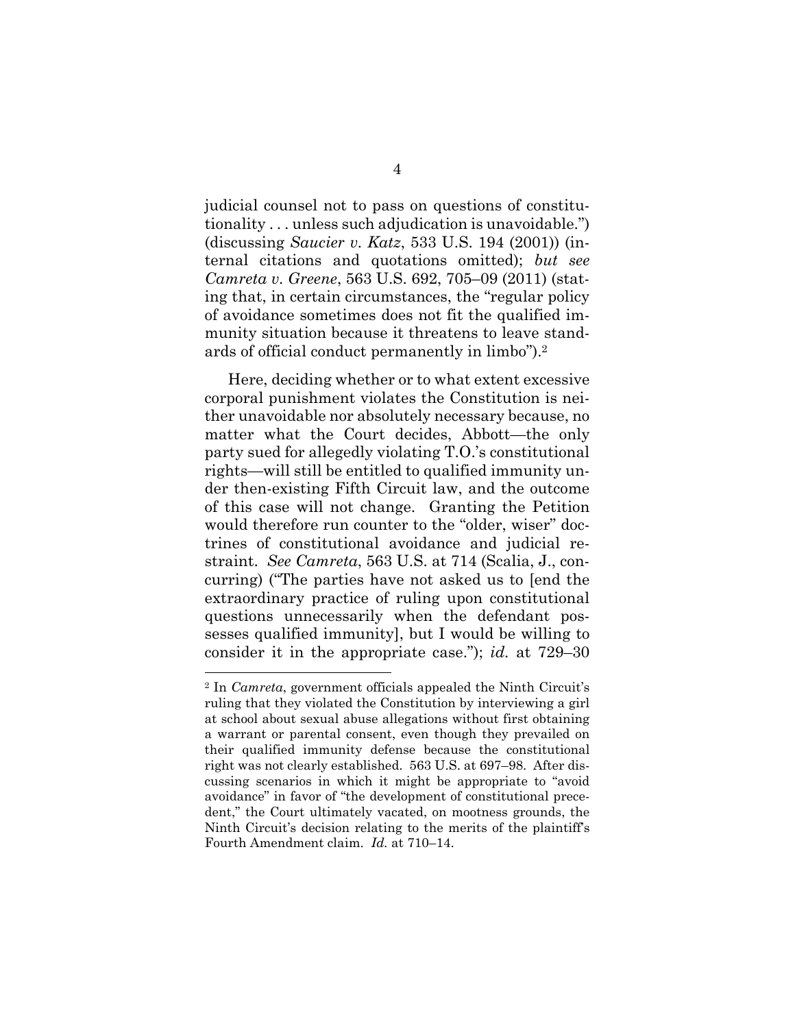judicial counsel not to pass on questions of constitutionality . . . unless such adjudication is unavoidable.") (discussing *Saucier v. Katz*, 533 U.S. 194 (2001)) (internal citations and quotations omitted); *but see Camreta v. Greene*, 563 U.S. 692, 705–09 (2011) (stating that, in certain circumstances, the "regular policy of avoidance sometimes does not fit the qualified immunity situation because it threatens to leave standards of official conduct permanently in limbo").[2]

Here, deciding whether or to what extent excessive corporal punishment violates the Constitution is neither unavoidable nor absolutely necessary because, no matter what the Court decides, Abbott—the only party sued for allegedly violating T.O.'s constitutional rights—will still be entitled to qualified immunity under then-existing Fifth Circuit law, and the outcome of this case will not change. Granting the Petition would therefore run counter to the "older, wiser" doctrines of constitutional avoidance and judicial restraint. *See Camreta*, 563 U.S. at 714 (Scalia, J., concurring) ("The parties have not asked us to [end the extraordinary practice of ruling upon constitutional questions unnecessarily when the defendant possesses qualified immunity], but I would be willing to consider it in the appropriate case."); *id.* at 729–30

---

[2] In *Camreta*, government officials appealed the Ninth Circuit's ruling that they violated the Constitution by interviewing a girl at school about sexual abuse allegations without first obtaining a warrant or parental consent, even though they prevailed on their qualified immunity defense because the constitutional right was not clearly established. 563 U.S. at 697–98. After discussing scenarios in which it might be appropriate to "avoid avoidance" in favor of "the development of constitutional precedent," the Court ultimately vacated, on mootness grounds, the Ninth Circuit's decision relating to the merits of the plaintiff's Fourth Amendment claim. *Id.* at 710–14.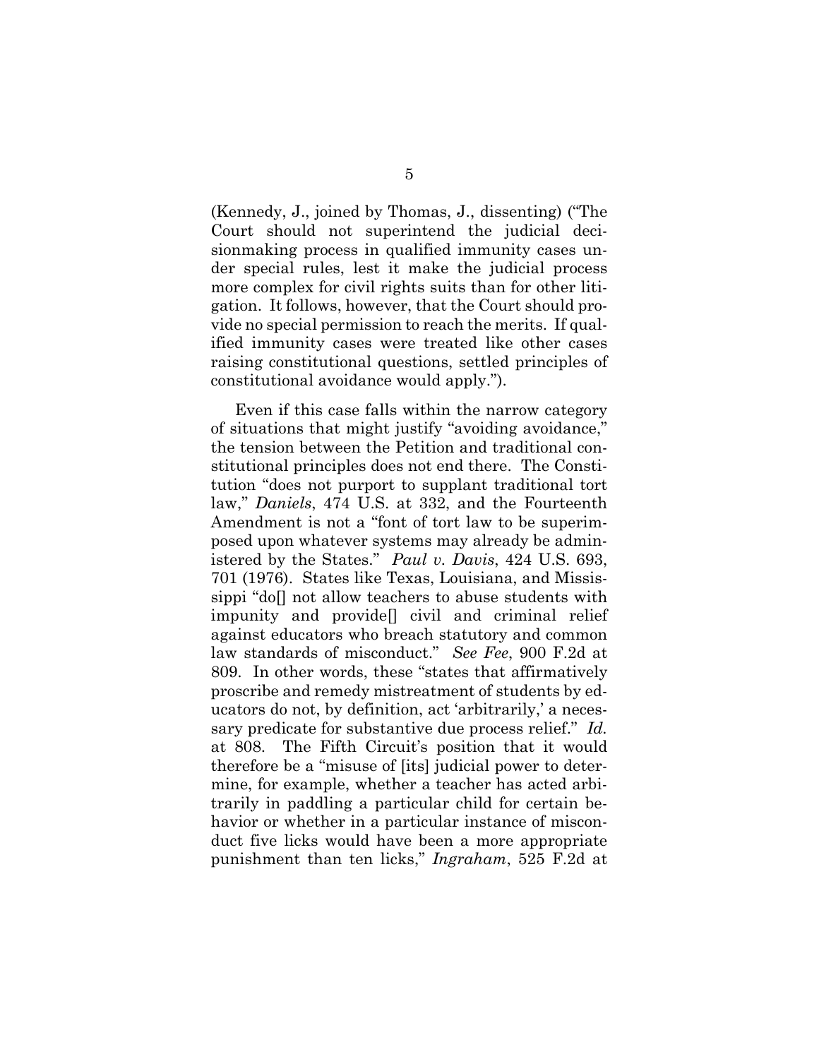(Kennedy, J., joined by Thomas, J., dissenting) ("The Court should not superintend the judicial decisionmaking process in qualified immunity cases under special rules, lest it make the judicial process more complex for civil rights suits than for other litigation. It follows, however, that the Court should provide no special permission to reach the merits. If qualified immunity cases were treated like other cases raising constitutional questions, settled principles of constitutional avoidance would apply.").

Even if this case falls within the narrow category of situations that might justify "avoiding avoidance," the tension between the Petition and traditional constitutional principles does not end there. The Constitution "does not purport to supplant traditional tort law," *Daniels*, 474 U.S. at 332, and the Fourteenth Amendment is not a "font of tort law to be superimposed upon whatever systems may already be administered by the States." *Paul v. Davis*, 424 U.S. 693, 701 (1976). States like Texas, Louisiana, and Mississippi "do[] not allow teachers to abuse students with impunity and provide[] civil and criminal relief against educators who breach statutory and common law standards of misconduct." *See Fee*, 900 F.2d at 809. In other words, these "states that affirmatively proscribe and remedy mistreatment of students by educators do not, by definition, act 'arbitrarily,' a necessary predicate for substantive due process relief." *Id.* at 808. The Fifth Circuit's position that it would therefore be a "misuse of [its] judicial power to determine, for example, whether a teacher has acted arbitrarily in paddling a particular child for certain behavior or whether in a particular instance of misconduct five licks would have been a more appropriate punishment than ten licks," *Ingraham*, 525 F.2d at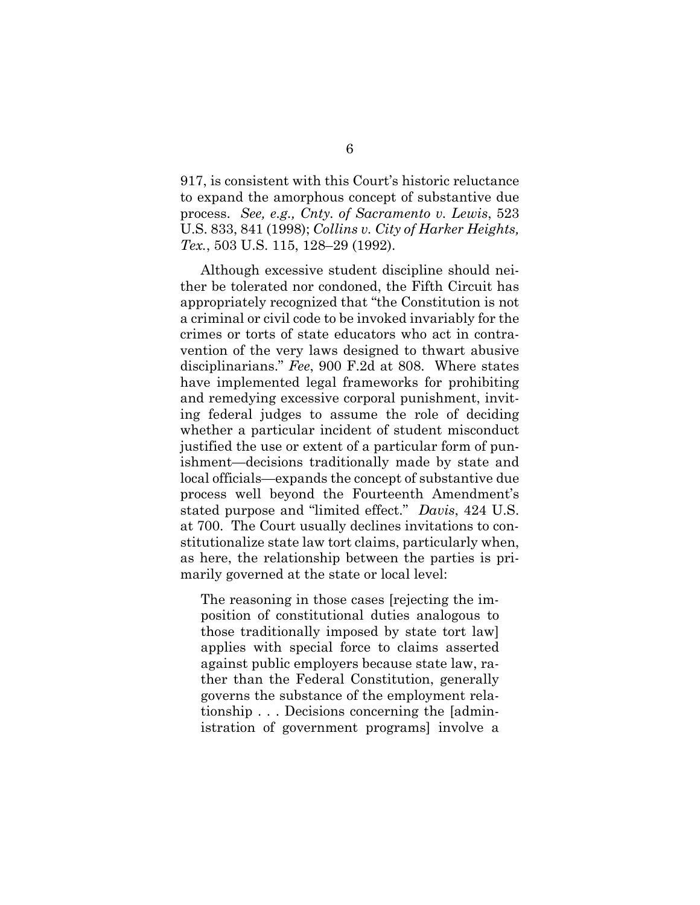917, is consistent with this Court's historic reluctance to expand the amorphous concept of substantive due process. *See, e.g., Cnty. of Sacramento v. Lewis*, 523 U.S. 833, 841 (1998); *Collins v. City of Harker Heights, Tex.*, 503 U.S. 115, 128–29 (1992).

Although excessive student discipline should neither be tolerated nor condoned, the Fifth Circuit has appropriately recognized that "the Constitution is not a criminal or civil code to be invoked invariably for the crimes or torts of state educators who act in contravention of the very laws designed to thwart abusive disciplinarians." *Fee*, 900 F.2d at 808. Where states have implemented legal frameworks for prohibiting and remedying excessive corporal punishment, inviting federal judges to assume the role of deciding whether a particular incident of student misconduct justified the use or extent of a particular form of punishment—decisions traditionally made by state and local officials—expands the concept of substantive due process well beyond the Fourteenth Amendment's stated purpose and "limited effect." *Davis*, 424 U.S. at 700. The Court usually declines invitations to constitutionalize state law tort claims, particularly when, as here, the relationship between the parties is primarily governed at the state or local level:

> The reasoning in those cases [rejecting the imposition of constitutional duties analogous to those traditionally imposed by state tort law] applies with special force to claims asserted against public employers because state law, rather than the Federal Constitution, generally governs the substance of the employment relationship . . . Decisions concerning the [administration of government programs] involve a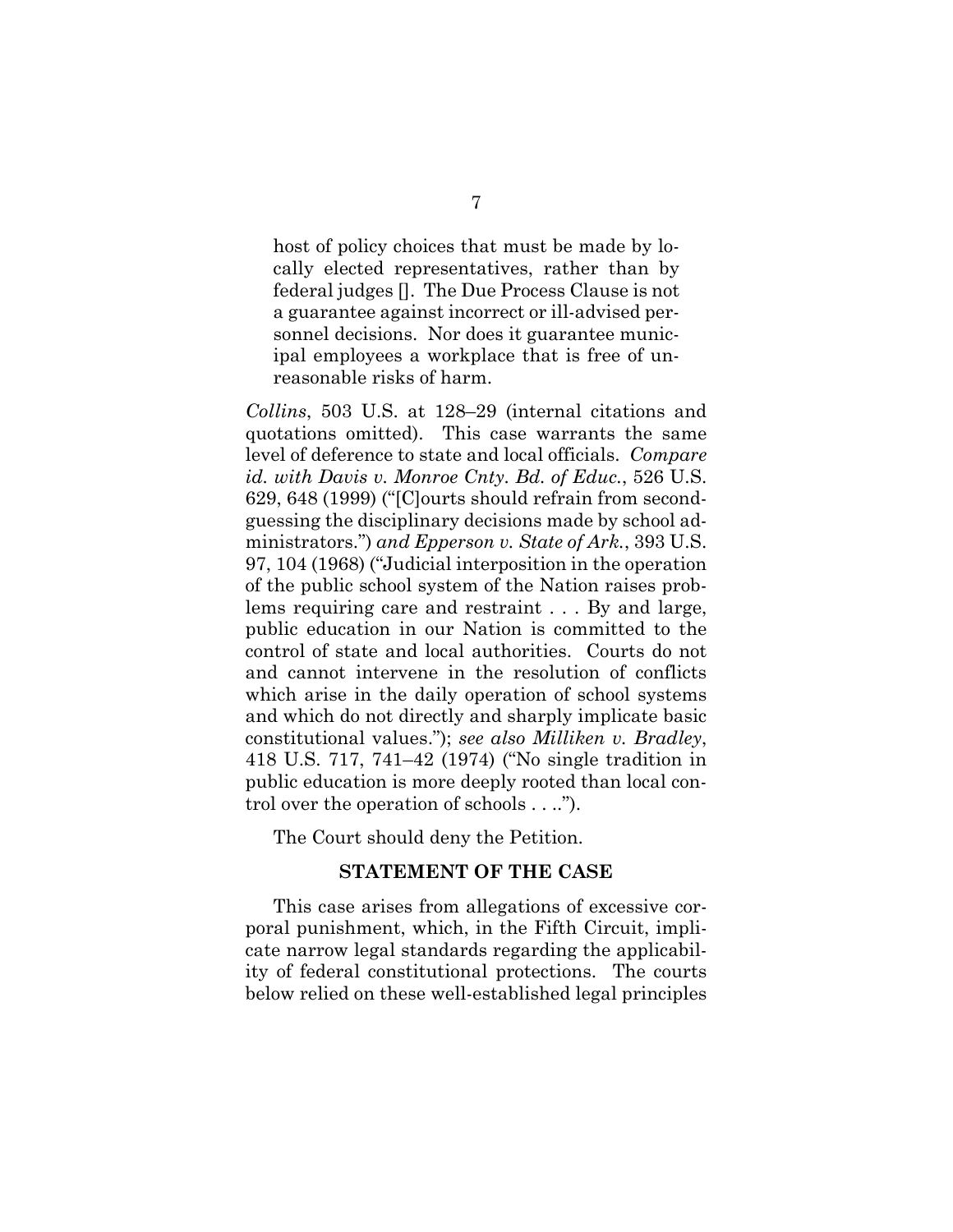> host of policy choices that must be made by locally elected representatives, rather than by federal judges []. The Due Process Clause is not a guarantee against incorrect or ill-advised personnel decisions. Nor does it guarantee municipal employees a workplace that is free of unreasonable risks of harm.

*Collins*, 503 U.S. at 128–29 (internal citations and quotations omitted). This case warrants the same level of deference to state and local officials. *Compare id. with Davis v. Monroe Cnty. Bd. of Educ.*, 526 U.S. 629, 648 (1999) ("[C]ourts should refrain from second-guessing the disciplinary decisions made by school administrators.") *and Epperson v. State of Ark.*, 393 U.S. 97, 104 (1968) ("Judicial interposition in the operation of the public school system of the Nation raises problems requiring care and restraint . . . By and large, public education in our Nation is committed to the control of state and local authorities. Courts do not and cannot intervene in the resolution of conflicts which arise in the daily operation of school systems and which do not directly and sharply implicate basic constitutional values."); *see also Milliken v. Bradley*, 418 U.S. 717, 741–42 (1974) ("No single tradition in public education is more deeply rooted than local control over the operation of schools . . ..").

The Court should deny the Petition.

## STATEMENT OF THE CASE

This case arises from allegations of excessive corporal punishment, which, in the Fifth Circuit, implicate narrow legal standards regarding the applicability of federal constitutional protections. The courts below relied on these well-established legal principles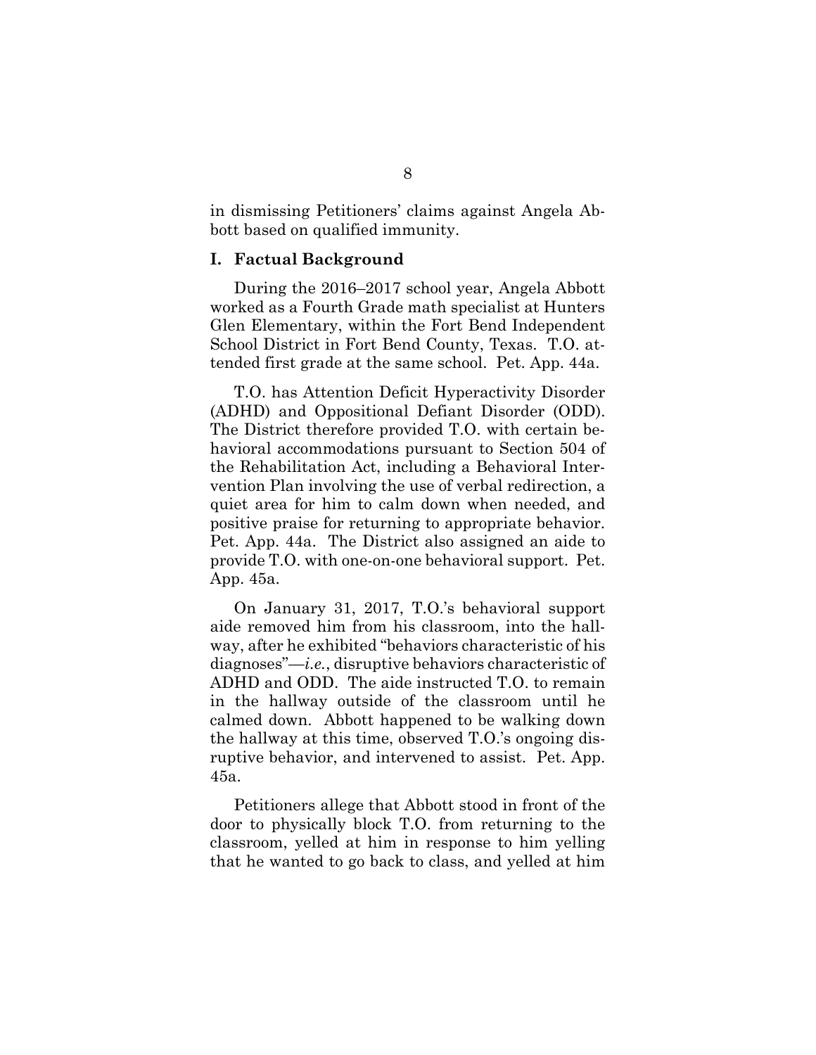in dismissing Petitioners' claims against Angela Abbott based on qualified immunity.

## I. Factual Background

During the 2016–2017 school year, Angela Abbott worked as a Fourth Grade math specialist at Hunters Glen Elementary, within the Fort Bend Independent School District in Fort Bend County, Texas. T.O. attended first grade at the same school. Pet. App. 44a.

T.O. has Attention Deficit Hyperactivity Disorder (ADHD) and Oppositional Defiant Disorder (ODD). The District therefore provided T.O. with certain behavioral accommodations pursuant to Section 504 of the Rehabilitation Act, including a Behavioral Intervention Plan involving the use of verbal redirection, a quiet area for him to calm down when needed, and positive praise for returning to appropriate behavior. Pet. App. 44a. The District also assigned an aide to provide T.O. with one-on-one behavioral support. Pet. App. 45a.

On January 31, 2017, T.O.'s behavioral support aide removed him from his classroom, into the hallway, after he exhibited "behaviors characteristic of his diagnoses"—*i.e.*, disruptive behaviors characteristic of ADHD and ODD. The aide instructed T.O. to remain in the hallway outside of the classroom until he calmed down. Abbott happened to be walking down the hallway at this time, observed T.O.'s ongoing disruptive behavior, and intervened to assist. Pet. App. 45a.

Petitioners allege that Abbott stood in front of the door to physically block T.O. from returning to the classroom, yelled at him in response to him yelling that he wanted to go back to class, and yelled at him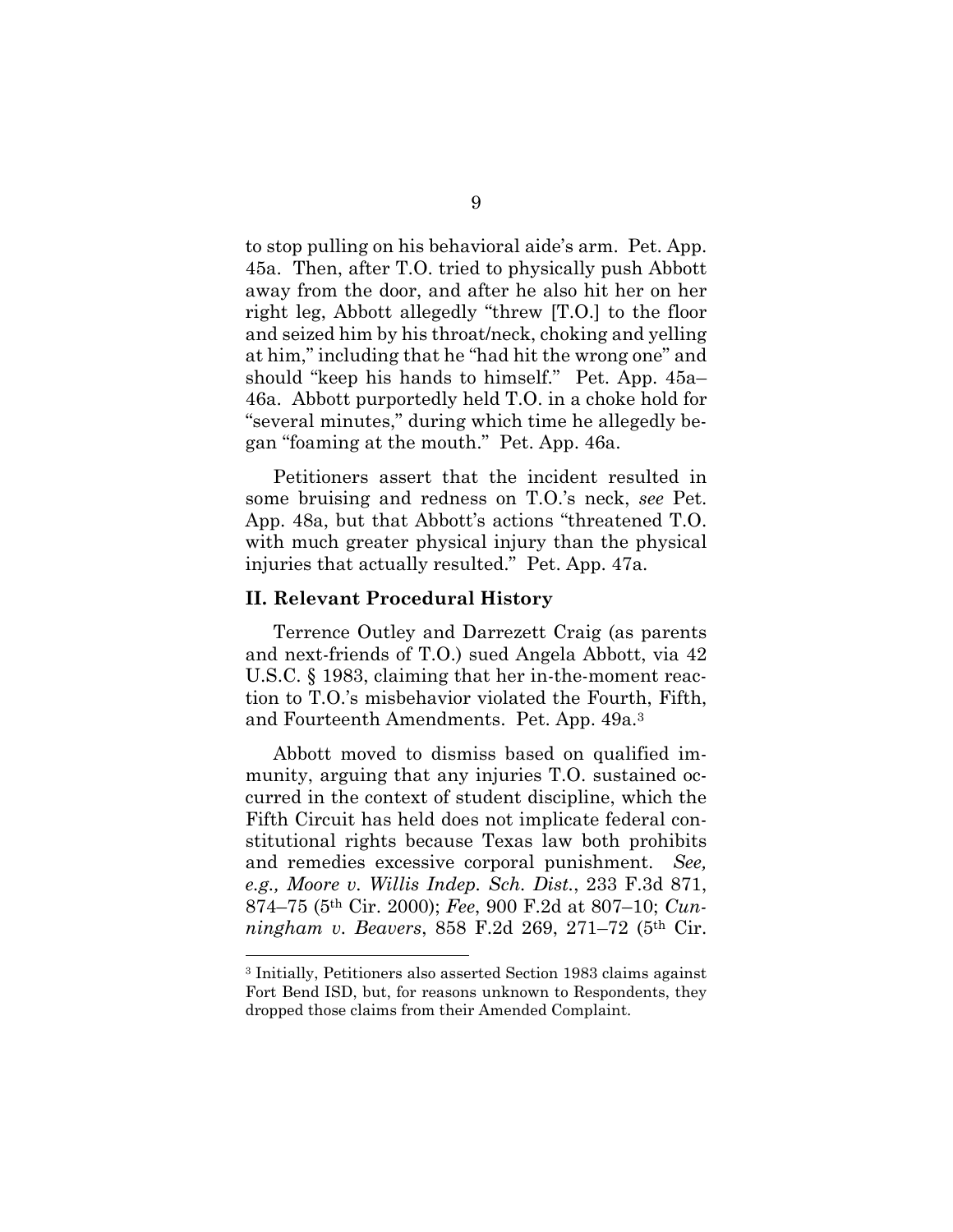to stop pulling on his behavioral aide's arm. Pet. App. 45a. Then, after T.O. tried to physically push Abbott away from the door, and after he also hit her on her right leg, Abbott allegedly "threw [T.O.] to the floor and seized him by his throat/neck, choking and yelling at him," including that he "had hit the wrong one" and should "keep his hands to himself." Pet. App. 45a–46a. Abbott purportedly held T.O. in a choke hold for "several minutes," during which time he allegedly began "foaming at the mouth." Pet. App. 46a.

Petitioners assert that the incident resulted in some bruising and redness on T.O.'s neck, *see* Pet. App. 48a, but that Abbott's actions "threatened T.O. with much greater physical injury than the physical injuries that actually resulted." Pet. App. 47a.

## II. Relevant Procedural History

Terrence Outley and Darrezett Craig (as parents and next-friends of T.O.) sued Angela Abbott, via 42 U.S.C. § 1983, claiming that her in-the-moment reaction to T.O.'s misbehavior violated the Fourth, Fifth, and Fourteenth Amendments. Pet. App. 49a.[3]

Abbott moved to dismiss based on qualified immunity, arguing that any injuries T.O. sustained occurred in the context of student discipline, which the Fifth Circuit has held does not implicate federal constitutional rights because Texas law both prohibits and remedies excessive corporal punishment. *See, e.g., Moore v. Willis Indep. Sch. Dist.*, 233 F.3d 871, 874–75 (5th Cir. 2000); *Fee*, 900 F.2d at 807–10; *Cunningham v. Beavers*, 858 F.2d 269, 271–72 (5th Cir.

[3] Initially, Petitioners also asserted Section 1983 claims against Fort Bend ISD, but, for reasons unknown to Respondents, they dropped those claims from their Amended Complaint.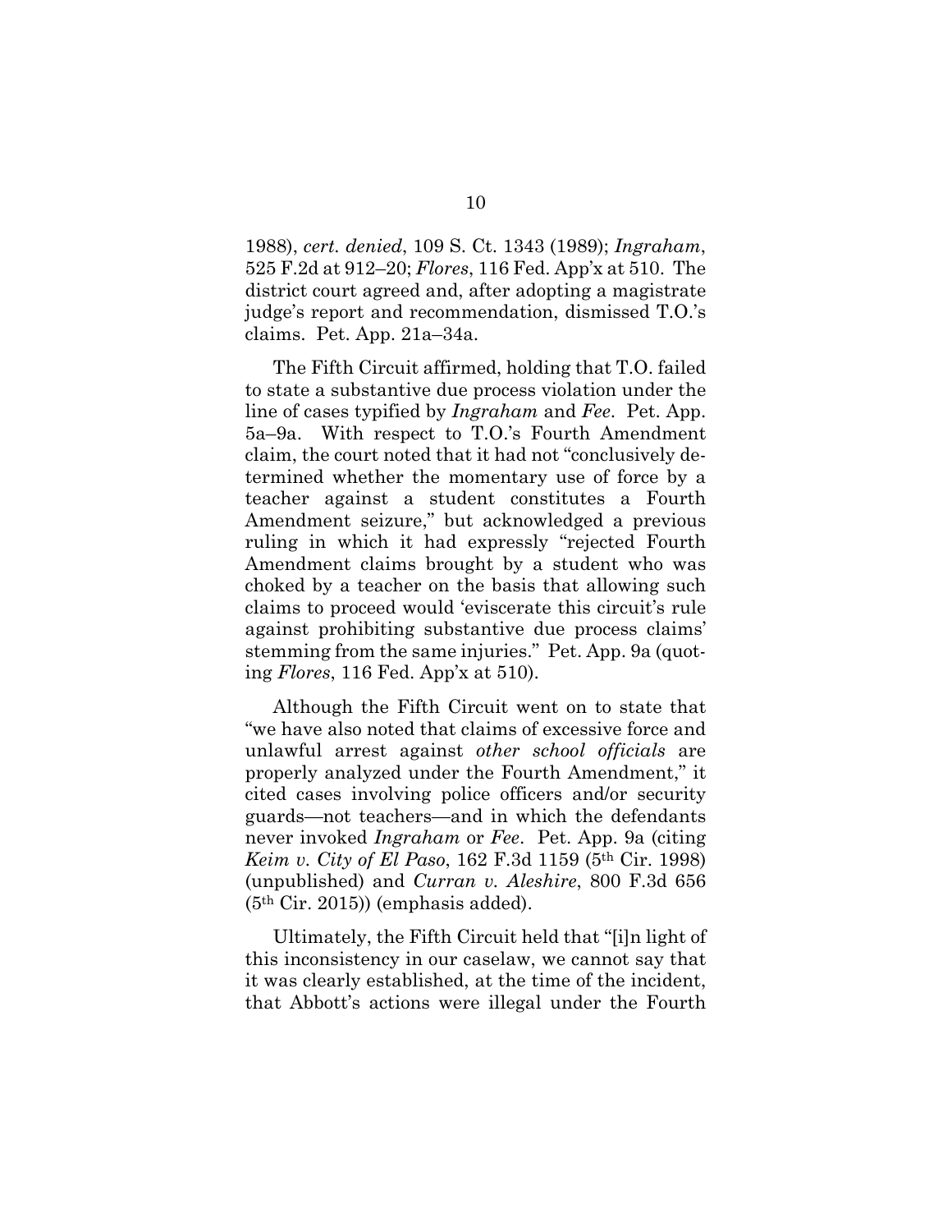1988), *cert. denied*, 109 S. Ct. 1343 (1989); *Ingraham*, 525 F.2d at 912–20; *Flores*, 116 Fed. App'x at 510. The district court agreed and, after adopting a magistrate judge's report and recommendation, dismissed T.O.'s claims. Pet. App. 21a–34a.

The Fifth Circuit affirmed, holding that T.O. failed to state a substantive due process violation under the line of cases typified by *Ingraham* and *Fee*. Pet. App. 5a–9a. With respect to T.O.'s Fourth Amendment claim, the court noted that it had not "conclusively determined whether the momentary use of force by a teacher against a student constitutes a Fourth Amendment seizure," but acknowledged a previous ruling in which it had expressly "rejected Fourth Amendment claims brought by a student who was choked by a teacher on the basis that allowing such claims to proceed would 'eviscerate this circuit's rule against prohibiting substantive due process claims' stemming from the same injuries." Pet. App. 9a (quoting *Flores*, 116 Fed. App'x at 510).

Although the Fifth Circuit went on to state that "we have also noted that claims of excessive force and unlawful arrest against *other school officials* are properly analyzed under the Fourth Amendment," it cited cases involving police officers and/or security guards—not teachers—and in which the defendants never invoked *Ingraham* or *Fee*. Pet. App. 9a (citing *Keim v. City of El Paso*, 162 F.3d 1159 (5th Cir. 1998) (unpublished) and *Curran v. Aleshire*, 800 F.3d 656 (5th Cir. 2015)) (emphasis added).

Ultimately, the Fifth Circuit held that "[i]n light of this inconsistency in our caselaw, we cannot say that it was clearly established, at the time of the incident, that Abbott's actions were illegal under the Fourth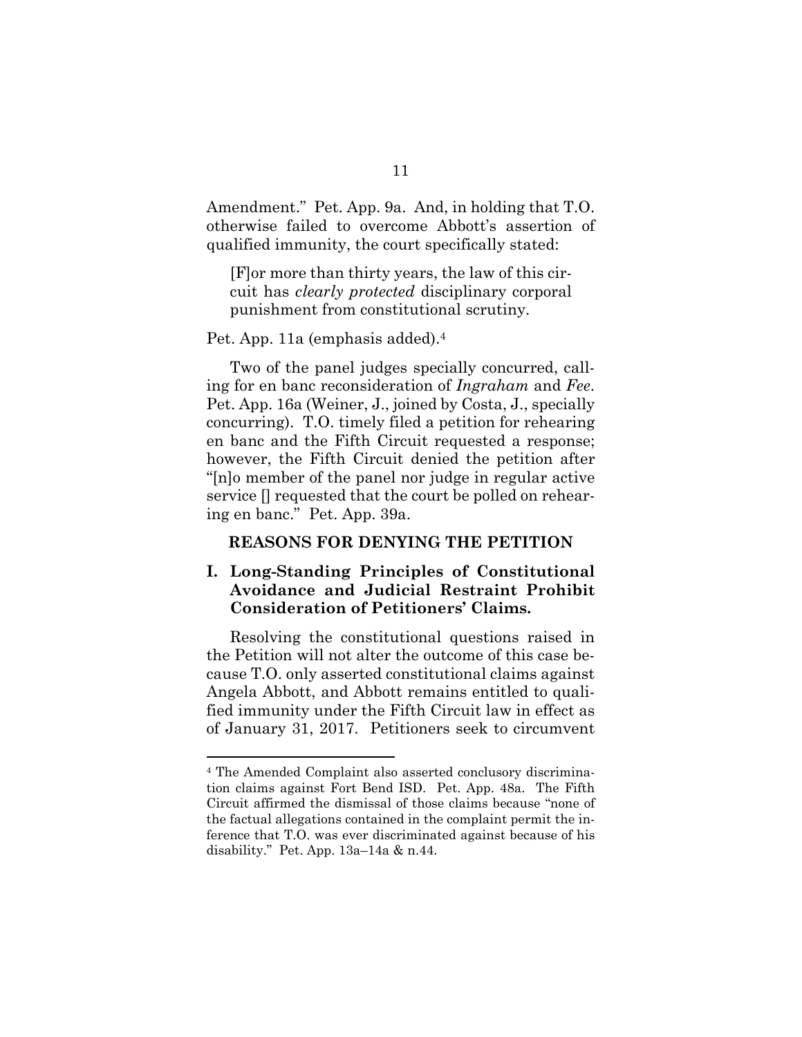Amendment." Pet. App. 9a. And, in holding that T.O. otherwise failed to overcome Abbott's assertion of qualified immunity, the court specifically stated:

> [F]or more than thirty years, the law of this circuit has *clearly protected* disciplinary corporal punishment from constitutional scrutiny.

Pet. App. 11a (emphasis added).[4]

Two of the panel judges specially concurred, calling for en banc reconsideration of *Ingraham* and *Fee*. Pet. App. 16a (Weiner, J., joined by Costa, J., specially concurring). T.O. timely filed a petition for rehearing en banc and the Fifth Circuit requested a response; however, the Fifth Circuit denied the petition after "[n]o member of the panel nor judge in regular active service [] requested that the court be polled on rehearing en banc." Pet. App. 39a.

## REASONS FOR DENYING THE PETITION

### I. Long-Standing Principles of Constitutional Avoidance and Judicial Restraint Prohibit Consideration of Petitioners' Claims.

Resolving the constitutional questions raised in the Petition will not alter the outcome of this case because T.O. only asserted constitutional claims against Angela Abbott, and Abbott remains entitled to qualified immunity under the Fifth Circuit law in effect as of January 31, 2017. Petitioners seek to circumvent

[4] The Amended Complaint also asserted conclusory discrimination claims against Fort Bend ISD. Pet. App. 48a. The Fifth Circuit affirmed the dismissal of those claims because "none of the factual allegations contained in the complaint permit the inference that T.O. was ever discriminated against because of his disability." Pet. App. 13a–14a & n.44.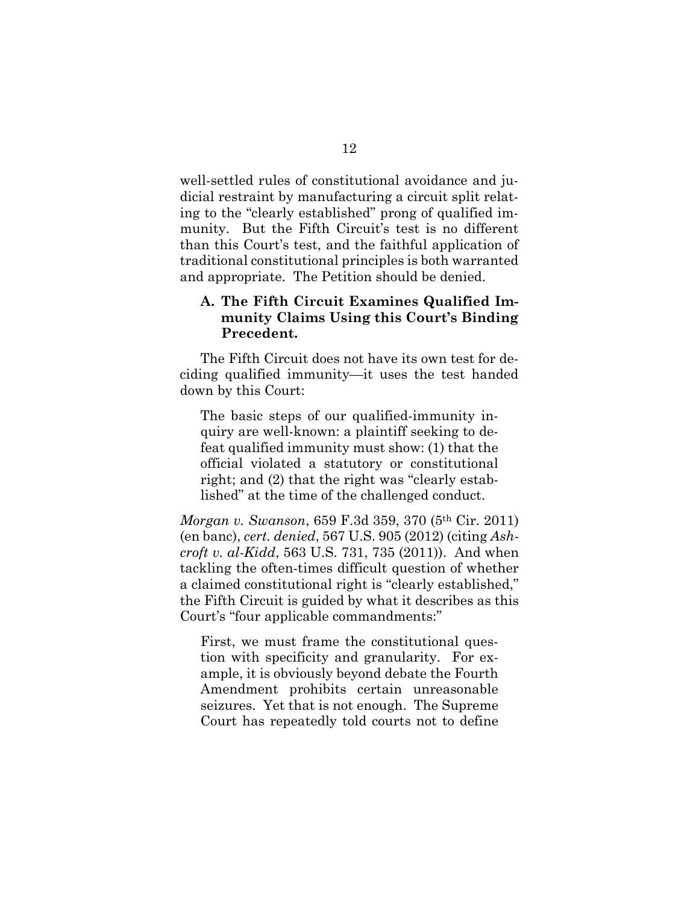well-settled rules of constitutional avoidance and judicial restraint by manufacturing a circuit split relating to the "clearly established" prong of qualified immunity. But the Fifth Circuit's test is no different than this Court's test, and the faithful application of traditional constitutional principles is both warranted and appropriate. The Petition should be denied.

### A. The Fifth Circuit Examines Qualified Immunity Claims Using this Court's Binding Precedent.

The Fifth Circuit does not have its own test for deciding qualified immunity—it uses the test handed down by this Court:

> The basic steps of our qualified-immunity inquiry are well-known: a plaintiff seeking to defeat qualified immunity must show: (1) that the official violated a statutory or constitutional right; and (2) that the right was "clearly established" at the time of the challenged conduct.

*Morgan v. Swanson*, 659 F.3d 359, 370 (5th Cir. 2011) (en banc), *cert. denied*, 567 U.S. 905 (2012) (citing *Ashcroft v. al-Kidd*, 563 U.S. 731, 735 (2011)). And when tackling the often-times difficult question of whether a claimed constitutional right is "clearly established," the Fifth Circuit is guided by what it describes as this Court's "four applicable commandments:"

> First, we must frame the constitutional question with specificity and granularity. For example, it is obviously beyond debate the Fourth Amendment prohibits certain unreasonable seizures. Yet that is not enough. The Supreme Court has repeatedly told courts not to define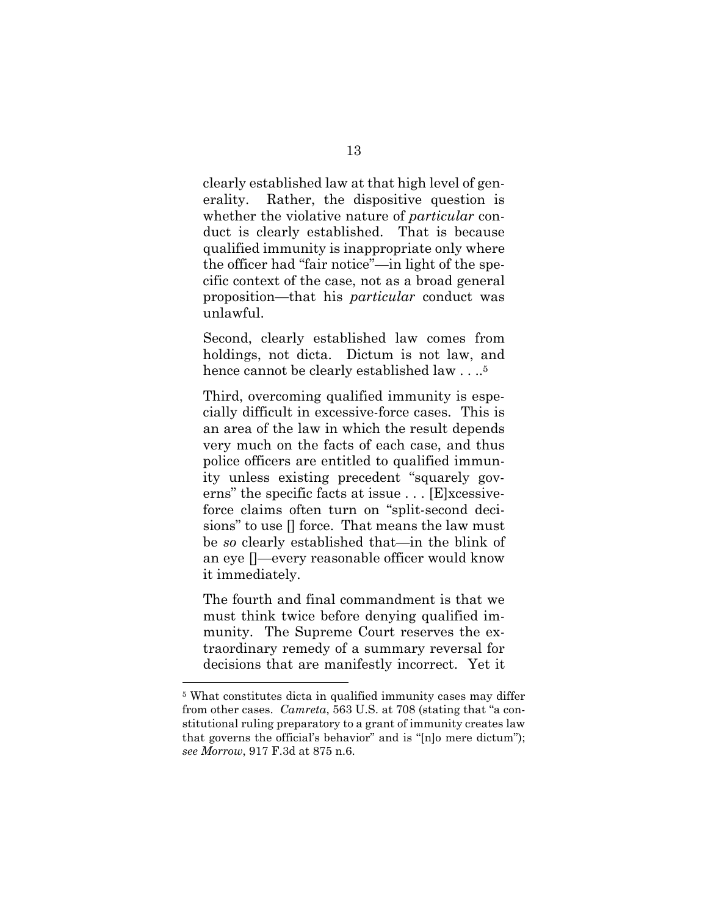clearly established law at that high level of generality. Rather, the dispositive question is whether the violative nature of *particular* conduct is clearly established. That is because qualified immunity is inappropriate only where the officer had "fair notice"—in light of the specific context of the case, not as a broad general proposition—that his *particular* conduct was unlawful.

Second, clearly established law comes from holdings, not dicta. Dictum is not law, and hence cannot be clearly established law . . ..[5]

Third, overcoming qualified immunity is especially difficult in excessive-force cases. This is an area of the law in which the result depends very much on the facts of each case, and thus police officers are entitled to qualified immunity unless existing precedent "squarely governs" the specific facts at issue . . . [E]xcessive-force claims often turn on "split-second decisions" to use [] force. That means the law must be *so* clearly established that—in the blink of an eye []—every reasonable officer would know it immediately.

The fourth and final commandment is that we must think twice before denying qualified immunity. The Supreme Court reserves the extraordinary remedy of a summary reversal for decisions that are manifestly incorrect. Yet it

---

[5] What constitutes dicta in qualified immunity cases may differ from other cases. *Camreta*, 563 U.S. at 708 (stating that "a constitutional ruling preparatory to a grant of immunity creates law that governs the official's behavior" and is "[n]o mere dictum"); *see Morrow*, 917 F.3d at 875 n.6.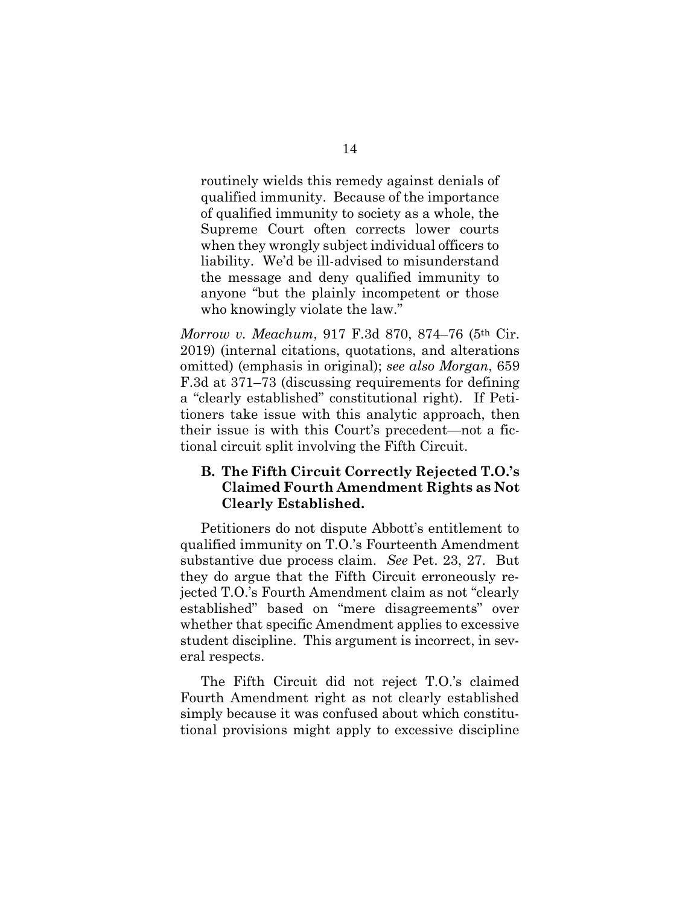> routinely wields this remedy against denials of qualified immunity. Because of the importance of qualified immunity to society as a whole, the Supreme Court often corrects lower courts when they wrongly subject individual officers to liability. We'd be ill-advised to misunderstand the message and deny qualified immunity to anyone "but the plainly incompetent or those who knowingly violate the law."

*Morrow v. Meachum*, 917 F.3d 870, 874–76 (5th Cir. 2019) (internal citations, quotations, and alterations omitted) (emphasis in original); *see also Morgan*, 659 F.3d at 371–73 (discussing requirements for defining a "clearly established" constitutional right). If Petitioners take issue with this analytic approach, then their issue is with this Court's precedent—not a fictional circuit split involving the Fifth Circuit.

### B. The Fifth Circuit Correctly Rejected T.O.'s Claimed Fourth Amendment Rights as Not Clearly Established.

Petitioners do not dispute Abbott's entitlement to qualified immunity on T.O.'s Fourteenth Amendment substantive due process claim. *See* Pet. 23, 27. But they do argue that the Fifth Circuit erroneously rejected T.O.'s Fourth Amendment claim as not "clearly established" based on "mere disagreements" over whether that specific Amendment applies to excessive student discipline. This argument is incorrect, in several respects.

The Fifth Circuit did not reject T.O.'s claimed Fourth Amendment right as not clearly established simply because it was confused about which constitutional provisions might apply to excessive discipline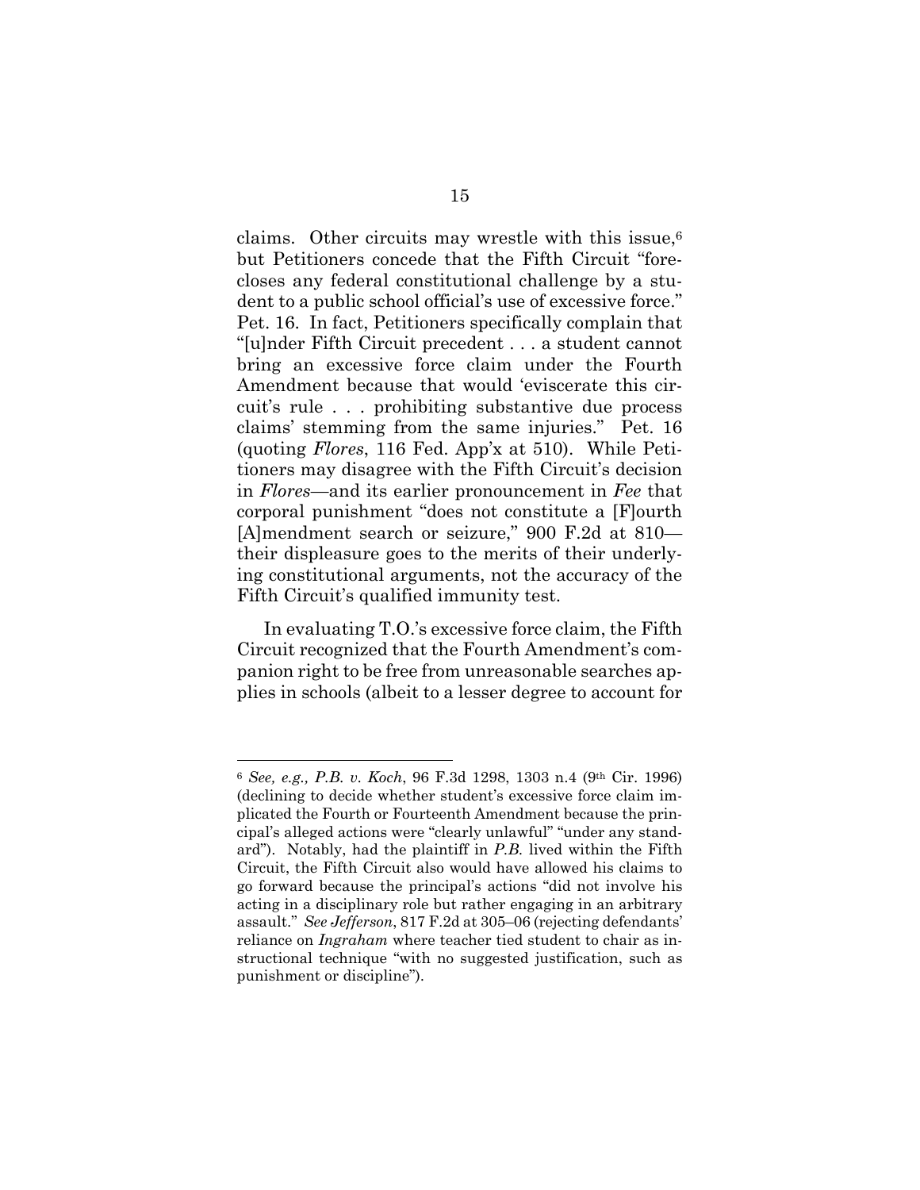claims. Other circuits may wrestle with this issue,[6] but Petitioners concede that the Fifth Circuit "forecloses any federal constitutional challenge by a student to a public school official's use of excessive force." Pet. 16. In fact, Petitioners specifically complain that "[u]nder Fifth Circuit precedent . . . a student cannot bring an excessive force claim under the Fourth Amendment because that would 'eviscerate this circuit's rule . . . prohibiting substantive due process claims' stemming from the same injuries." Pet. 16 (quoting *Flores*, 116 Fed. App'x at 510). While Petitioners may disagree with the Fifth Circuit's decision in *Flores*—and its earlier pronouncement in *Fee* that corporal punishment "does not constitute a [F]ourth [A]mendment search or seizure," 900 F.2d at 810—their displeasure goes to the merits of their underlying constitutional arguments, not the accuracy of the Fifth Circuit's qualified immunity test.

In evaluating T.O.'s excessive force claim, the Fifth Circuit recognized that the Fourth Amendment's companion right to be free from unreasonable searches applies in schools (albeit to a lesser degree to account for

---

[6] *See, e.g., P.B. v. Koch*, 96 F.3d 1298, 1303 n.4 (9th Cir. 1996) (declining to decide whether student's excessive force claim implicated the Fourth or Fourteenth Amendment because the principal's alleged actions were "clearly unlawful" "under any standard"). Notably, had the plaintiff in *P.B.* lived within the Fifth Circuit, the Fifth Circuit also would have allowed his claims to go forward because the principal's actions "did not involve his acting in a disciplinary role but rather engaging in an arbitrary assault." *See Jefferson*, 817 F.2d at 305–06 (rejecting defendants' reliance on *Ingraham* where teacher tied student to chair as instructional technique "with no suggested justification, such as punishment or discipline").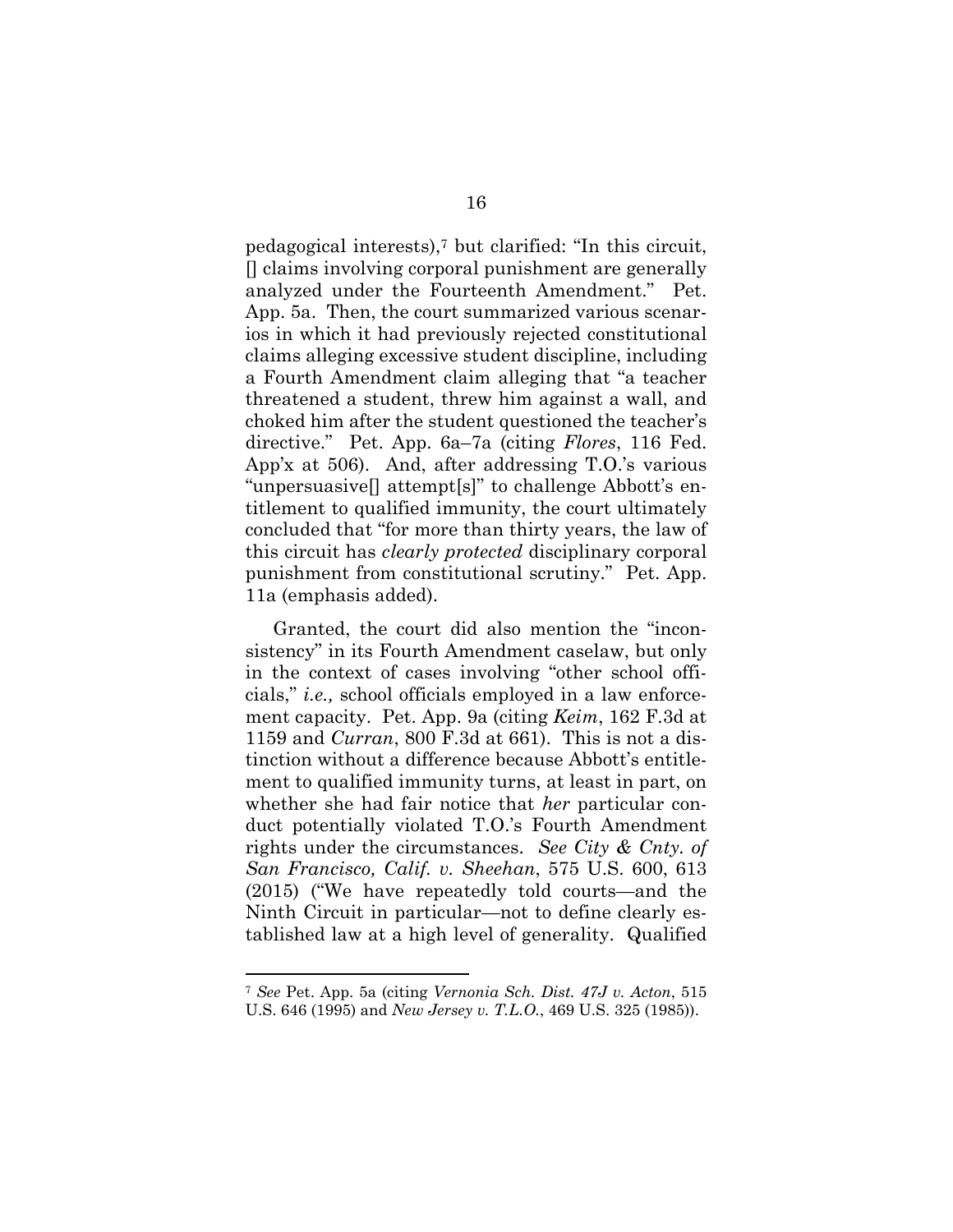pedagogical interests),[7] but clarified: "In this circuit, [] claims involving corporal punishment are generally analyzed under the Fourteenth Amendment." Pet. App. 5a. Then, the court summarized various scenarios in which it had previously rejected constitutional claims alleging excessive student discipline, including a Fourth Amendment claim alleging that "a teacher threatened a student, threw him against a wall, and choked him after the student questioned the teacher's directive." Pet. App. 6a–7a (citing *Flores*, 116 Fed. App'x at 506). And, after addressing T.O.'s various "unpersuasive[] attempt[s]" to challenge Abbott's entitlement to qualified immunity, the court ultimately concluded that "for more than thirty years, the law of this circuit has *clearly protected* disciplinary corporal punishment from constitutional scrutiny." Pet. App. 11a (emphasis added).

Granted, the court did also mention the "inconsistency" in its Fourth Amendment caselaw, but only in the context of cases involving "other school officials," *i.e.,* school officials employed in a law enforcement capacity. Pet. App. 9a (citing *Keim*, 162 F.3d at 1159 and *Curran*, 800 F.3d at 661). This is not a distinction without a difference because Abbott's entitlement to qualified immunity turns, at least in part, on whether she had fair notice that *her* particular conduct potentially violated T.O.'s Fourth Amendment rights under the circumstances. *See City & Cnty. of San Francisco, Calif. v. Sheehan*, 575 U.S. 600, 613 (2015) ("We have repeatedly told courts—and the Ninth Circuit in particular—not to define clearly established law at a high level of generality. Qualified

---

[7] *See* Pet. App. 5a (citing *Vernonia Sch. Dist. 47J v. Acton*, 515 U.S. 646 (1995) and *New Jersey v. T.L.O.*, 469 U.S. 325 (1985)).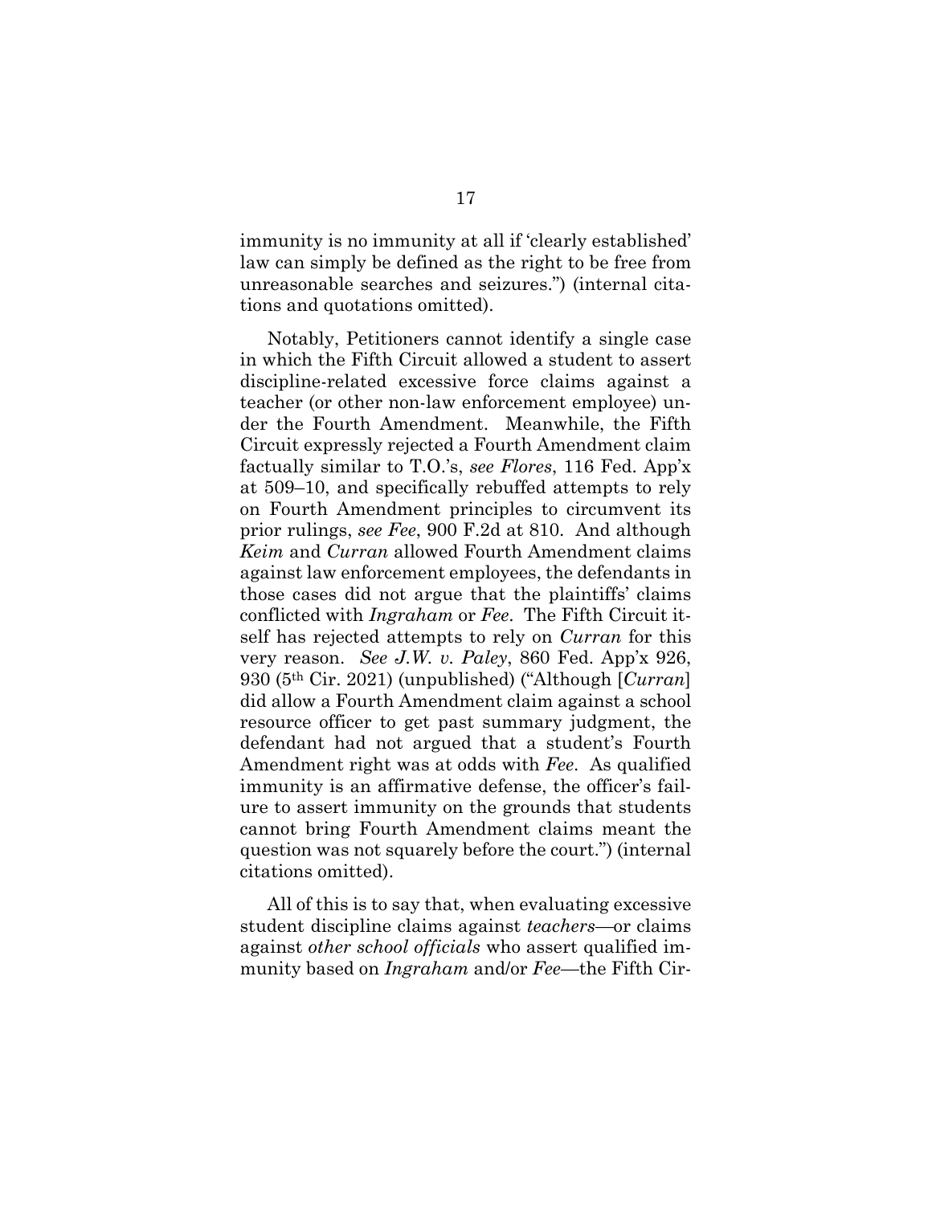immunity is no immunity at all if 'clearly established' law can simply be defined as the right to be free from unreasonable searches and seizures.") (internal citations and quotations omitted).

Notably, Petitioners cannot identify a single case in which the Fifth Circuit allowed a student to assert discipline-related excessive force claims against a teacher (or other non-law enforcement employee) under the Fourth Amendment. Meanwhile, the Fifth Circuit expressly rejected a Fourth Amendment claim factually similar to T.O.'s, *see Flores*, 116 Fed. App'x at 509–10, and specifically rebuffed attempts to rely on Fourth Amendment principles to circumvent its prior rulings, *see Fee*, 900 F.2d at 810. And although *Keim* and *Curran* allowed Fourth Amendment claims against law enforcement employees, the defendants in those cases did not argue that the plaintiffs' claims conflicted with *Ingraham* or *Fee*. The Fifth Circuit itself has rejected attempts to rely on *Curran* for this very reason. *See J.W. v. Paley*, 860 Fed. App'x 926, 930 (5th Cir. 2021) (unpublished) ("Although [*Curran*] did allow a Fourth Amendment claim against a school resource officer to get past summary judgment, the defendant had not argued that a student's Fourth Amendment right was at odds with *Fee*. As qualified immunity is an affirmative defense, the officer's failure to assert immunity on the grounds that students cannot bring Fourth Amendment claims meant the question was not squarely before the court.") (internal citations omitted).

All of this is to say that, when evaluating excessive student discipline claims against *teachers*—or claims against *other school officials* who assert qualified immunity based on *Ingraham* and/or *Fee*—the Fifth Cir-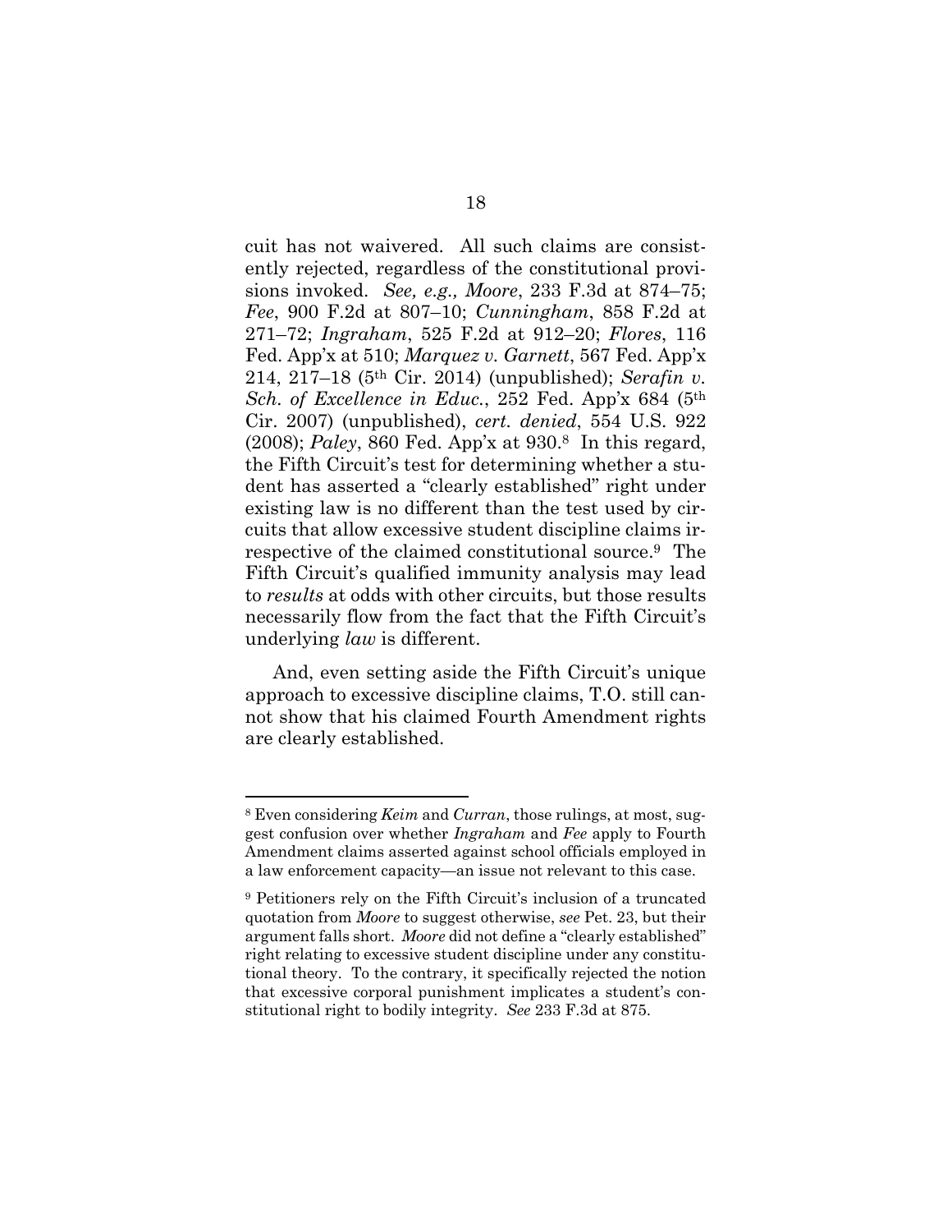cuit has not waivered. All such claims are consistently rejected, regardless of the constitutional provisions invoked. *See, e.g., Moore*, 233 F.3d at 874–75; *Fee*, 900 F.2d at 807–10; *Cunningham*, 858 F.2d at 271–72; *Ingraham*, 525 F.2d at 912–20; *Flores*, 116 Fed. App'x at 510; *Marquez v. Garnett*, 567 Fed. App'x 214, 217–18 (5th Cir. 2014) (unpublished); *Serafin v. Sch. of Excellence in Educ.*, 252 Fed. App'x 684 (5th Cir. 2007) (unpublished), *cert. denied*, 554 U.S. 922 (2008); *Paley*, 860 Fed. App'x at 930.[8] In this regard, the Fifth Circuit's test for determining whether a student has asserted a "clearly established" right under existing law is no different than the test used by circuits that allow excessive student discipline claims irrespective of the claimed constitutional source.[9] The Fifth Circuit's qualified immunity analysis may lead to *results* at odds with other circuits, but those results necessarily flow from the fact that the Fifth Circuit's underlying *law* is different.

And, even setting aside the Fifth Circuit's unique approach to excessive discipline claims, T.O. still cannot show that his claimed Fourth Amendment rights are clearly established.

---

[8] Even considering *Keim* and *Curran*, those rulings, at most, suggest confusion over whether *Ingraham* and *Fee* apply to Fourth Amendment claims asserted against school officials employed in a law enforcement capacity—an issue not relevant to this case.

[9] Petitioners rely on the Fifth Circuit's inclusion of a truncated quotation from *Moore* to suggest otherwise, *see* Pet. 23, but their argument falls short. *Moore* did not define a "clearly established" right relating to excessive student discipline under any constitutional theory. To the contrary, it specifically rejected the notion that excessive corporal punishment implicates a student's constitutional right to bodily integrity. *See* 233 F.3d at 875.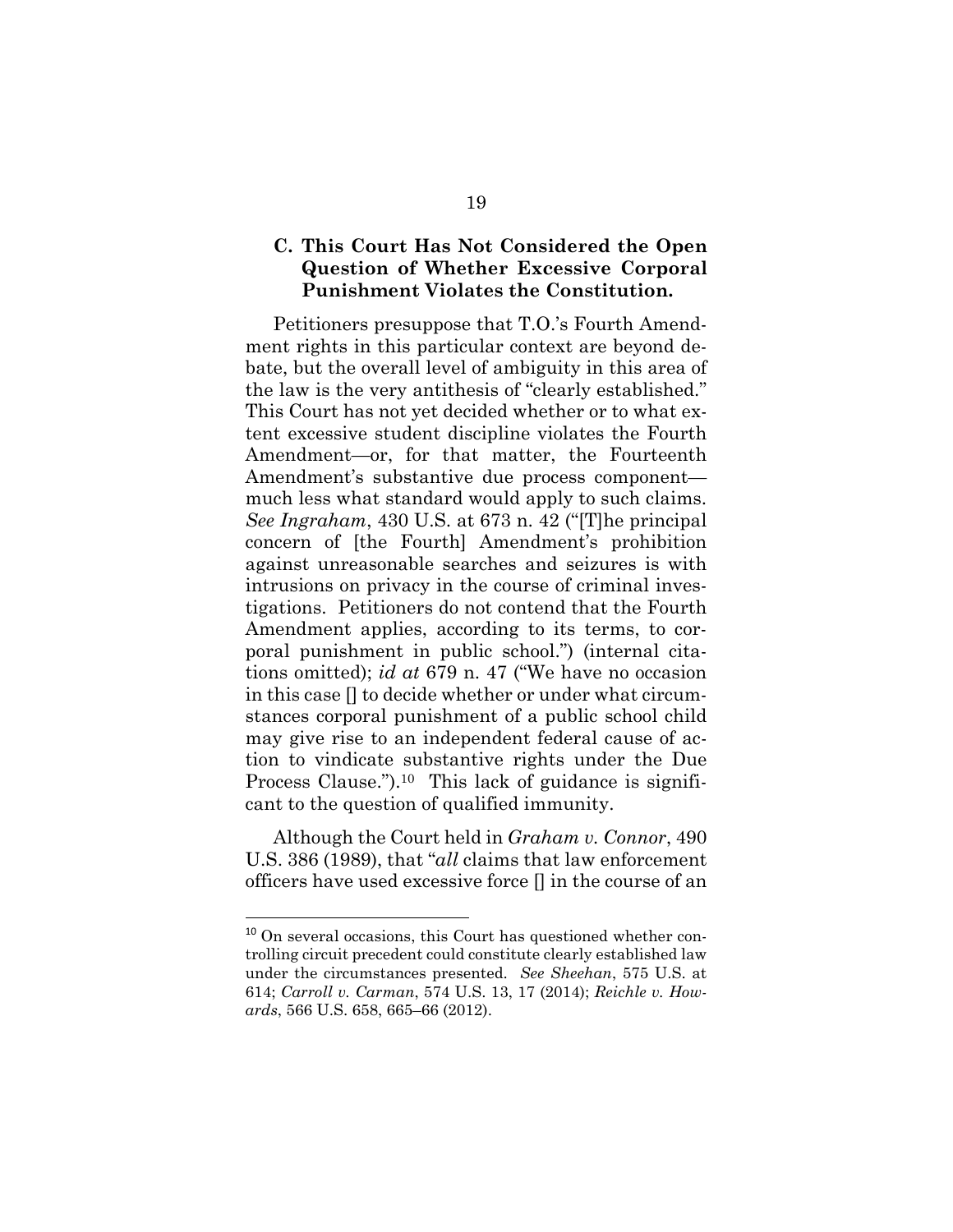### C. This Court Has Not Considered the Open Question of Whether Excessive Corporal Punishment Violates the Constitution.

Petitioners presuppose that T.O.'s Fourth Amendment rights in this particular context are beyond debate, but the overall level of ambiguity in this area of the law is the very antithesis of "clearly established." This Court has not yet decided whether or to what extent excessive student discipline violates the Fourth Amendment—or, for that matter, the Fourteenth Amendment's substantive due process component—much less what standard would apply to such claims. *See Ingraham*, 430 U.S. at 673 n. 42 ("[T]he principal concern of [the Fourth] Amendment's prohibition against unreasonable searches and seizures is with intrusions on privacy in the course of criminal investigations. Petitioners do not contend that the Fourth Amendment applies, according to its terms, to corporal punishment in public school.") (internal citations omitted); *id at* 679 n. 47 ("We have no occasion in this case [] to decide whether or under what circumstances corporal punishment of a public school child may give rise to an independent federal cause of action to vindicate substantive rights under the Due Process Clause.").[10] This lack of guidance is significant to the question of qualified immunity.

Although the Court held in *Graham v. Connor*, 490 U.S. 386 (1989), that "*all* claims that law enforcement officers have used excessive force [] in the course of an

---

[10] On several occasions, this Court has questioned whether controlling circuit precedent could constitute clearly established law under the circumstances presented. *See Sheehan*, 575 U.S. at 614; *Carroll v. Carman*, 574 U.S. 13, 17 (2014); *Reichle v. Howards*, 566 U.S. 658, 665–66 (2012).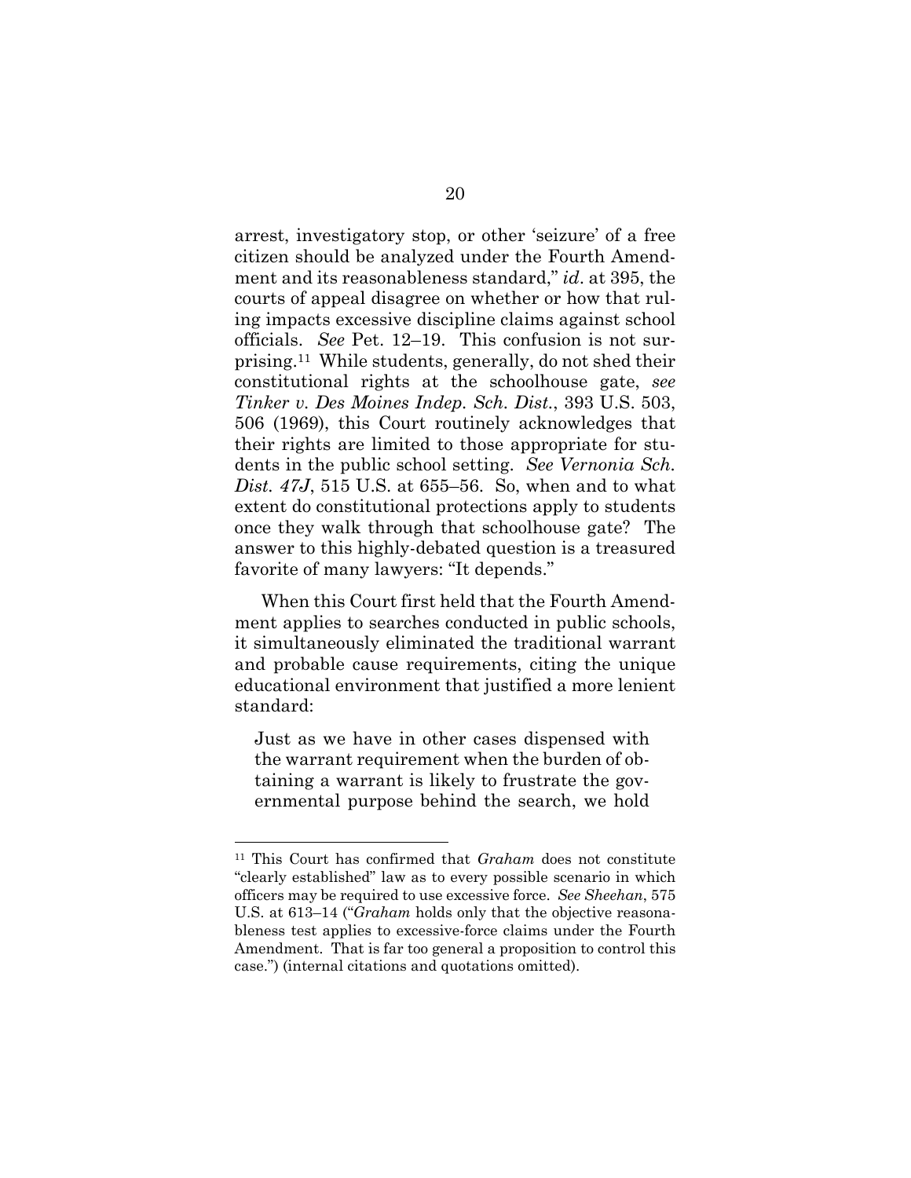arrest, investigatory stop, or other 'seizure' of a free citizen should be analyzed under the Fourth Amendment and its reasonableness standard," *id*. at 395, the courts of appeal disagree on whether or how that ruling impacts excessive discipline claims against school officials. *See* Pet. 12–19. This confusion is not surprising.[11] While students, generally, do not shed their constitutional rights at the schoolhouse gate, *see Tinker v. Des Moines Indep. Sch. Dist.*, 393 U.S. 503, 506 (1969), this Court routinely acknowledges that their rights are limited to those appropriate for students in the public school setting. *See Vernonia Sch. Dist. 47J*, 515 U.S. at 655–56. So, when and to what extent do constitutional protections apply to students once they walk through that schoolhouse gate? The answer to this highly-debated question is a treasured favorite of many lawyers: "It depends."

When this Court first held that the Fourth Amendment applies to searches conducted in public schools, it simultaneously eliminated the traditional warrant and probable cause requirements, citing the unique educational environment that justified a more lenient standard:

> Just as we have in other cases dispensed with the warrant requirement when the burden of obtaining a warrant is likely to frustrate the governmental purpose behind the search, we hold

[11] This Court has confirmed that *Graham* does not constitute "clearly established" law as to every possible scenario in which officers may be required to use excessive force. *See Sheehan*, 575 U.S. at 613–14 ("*Graham* holds only that the objective reasonableness test applies to excessive-force claims under the Fourth Amendment. That is far too general a proposition to control this case.") (internal citations and quotations omitted).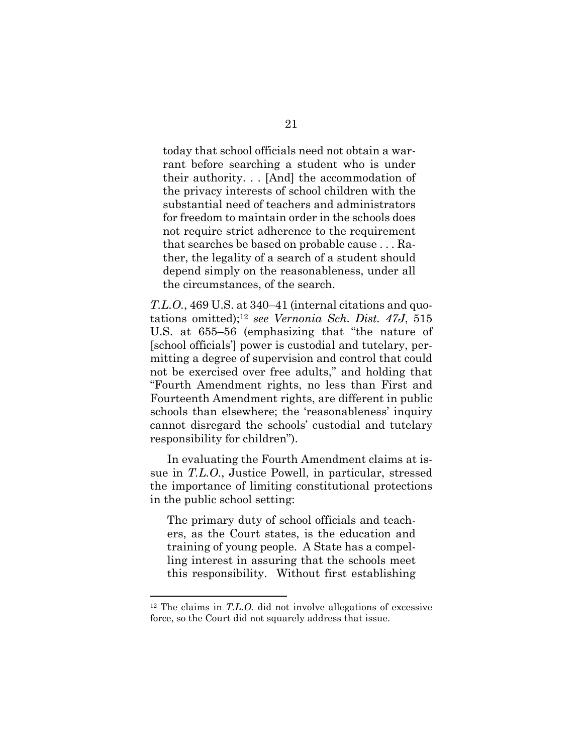> today that school officials need not obtain a warrant before searching a student who is under their authority. . . [And] the accommodation of the privacy interests of school children with the substantial need of teachers and administrators for freedom to maintain order in the schools does not require strict adherence to the requirement that searches be based on probable cause . . . Rather, the legality of a search of a student should depend simply on the reasonableness, under all the circumstances, of the search.

*T.L.O.*, 469 U.S. at 340–41 (internal citations and quotations omitted);[12] *see Vernonia Sch. Dist. 47J*, 515 U.S. at 655–56 (emphasizing that "the nature of [school officials'] power is custodial and tutelary, permitting a degree of supervision and control that could not be exercised over free adults," and holding that "Fourth Amendment rights, no less than First and Fourteenth Amendment rights, are different in public schools than elsewhere; the 'reasonableness' inquiry cannot disregard the schools' custodial and tutelary responsibility for children").

In evaluating the Fourth Amendment claims at issue in *T.L.O.*, Justice Powell, in particular, stressed the importance of limiting constitutional protections in the public school setting:

> The primary duty of school officials and teachers, as the Court states, is the education and training of young people. A State has a compelling interest in assuring that the schools meet this responsibility. Without first establishing

[12] The claims in *T.L.O.* did not involve allegations of excessive force, so the Court did not squarely address that issue.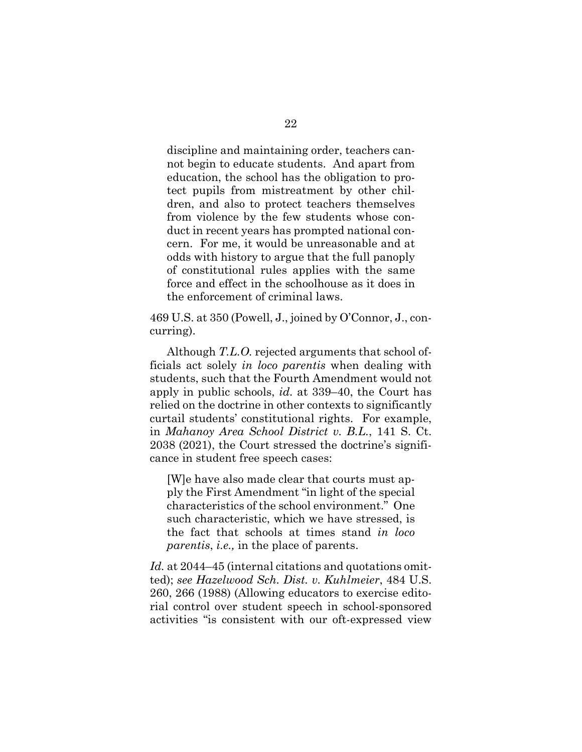> discipline and maintaining order, teachers cannot begin to educate students. And apart from education, the school has the obligation to protect pupils from mistreatment by other children, and also to protect teachers themselves from violence by the few students whose conduct in recent years has prompted national concern. For me, it would be unreasonable and at odds with history to argue that the full panoply of constitutional rules applies with the same force and effect in the schoolhouse as it does in the enforcement of criminal laws.

469 U.S. at 350 (Powell, J., joined by O'Connor, J., concurring).

Although *T.L.O.* rejected arguments that school officials act solely *in loco parentis* when dealing with students, such that the Fourth Amendment would not apply in public schools, *id.* at 339–40, the Court has relied on the doctrine in other contexts to significantly curtail students' constitutional rights. For example, in *Mahanoy Area School District v. B.L.*, 141 S. Ct. 2038 (2021), the Court stressed the doctrine's significance in student free speech cases:

> [W]e have also made clear that courts must apply the First Amendment "in light of the special characteristics of the school environment." One such characteristic, which we have stressed, is the fact that schools at times stand *in loco parentis*, *i.e.,* in the place of parents.

*Id.* at 2044–45 (internal citations and quotations omitted); *see Hazelwood Sch. Dist. v. Kuhlmeier*, 484 U.S. 260, 266 (1988) (Allowing educators to exercise editorial control over student speech in school-sponsored activities "is consistent with our oft-expressed view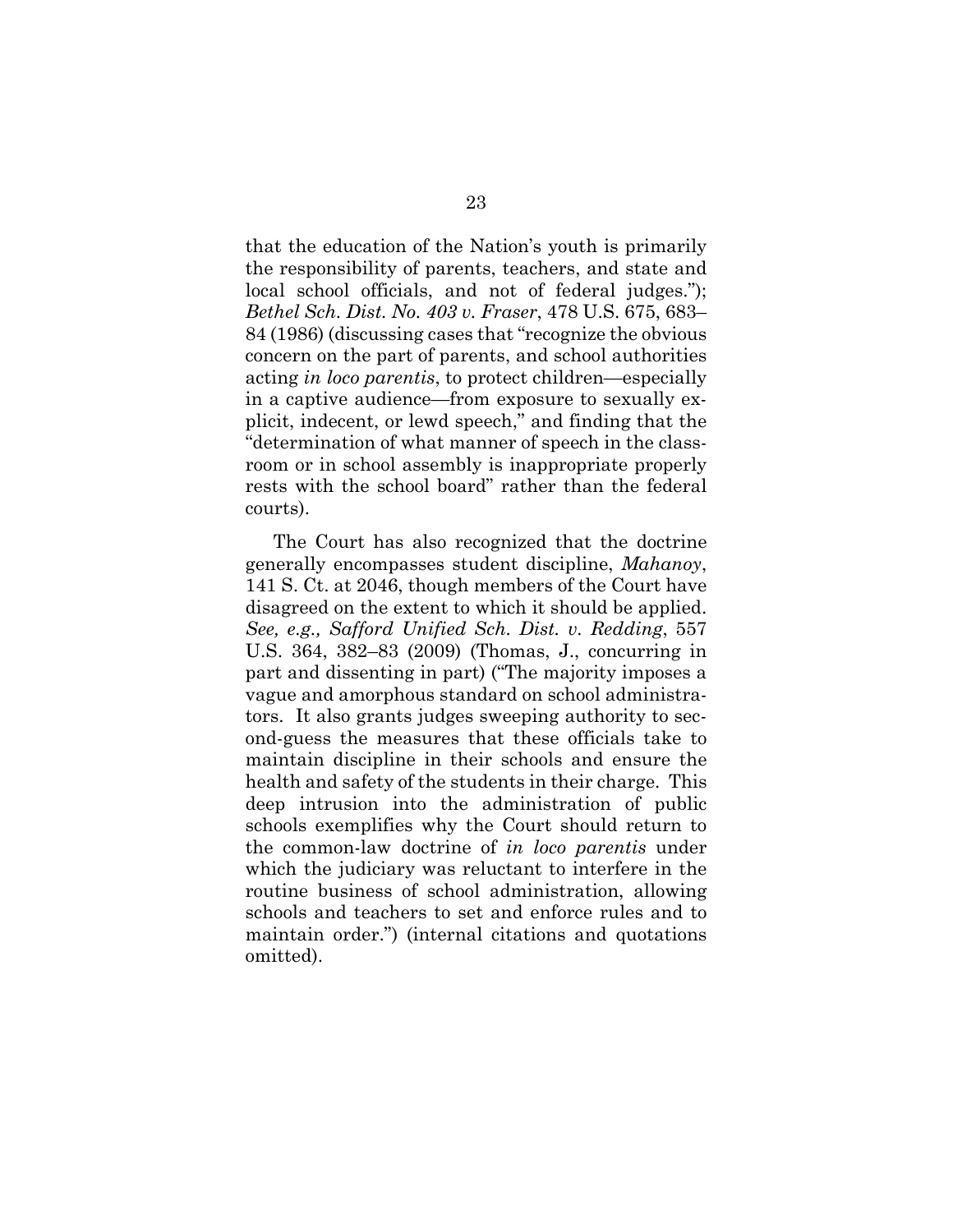that the education of the Nation's youth is primarily the responsibility of parents, teachers, and state and local school officials, and not of federal judges."); *Bethel Sch. Dist. No. 403 v. Fraser*, 478 U.S. 675, 683–84 (1986) (discussing cases that "recognize the obvious concern on the part of parents, and school authorities acting *in loco parentis*, to protect children—especially in a captive audience—from exposure to sexually explicit, indecent, or lewd speech," and finding that the "determination of what manner of speech in the classroom or in school assembly is inappropriate properly rests with the school board" rather than the federal courts).

The Court has also recognized that the doctrine generally encompasses student discipline, *Mahanoy*, 141 S. Ct. at 2046, though members of the Court have disagreed on the extent to which it should be applied. *See, e.g., Safford Unified Sch. Dist. v. Redding*, 557 U.S. 364, 382–83 (2009) (Thomas, J., concurring in part and dissenting in part) ("The majority imposes a vague and amorphous standard on school administrators. It also grants judges sweeping authority to second-guess the measures that these officials take to maintain discipline in their schools and ensure the health and safety of the students in their charge. This deep intrusion into the administration of public schools exemplifies why the Court should return to the common-law doctrine of *in loco parentis* under which the judiciary was reluctant to interfere in the routine business of school administration, allowing schools and teachers to set and enforce rules and to maintain order.") (internal citations and quotations omitted).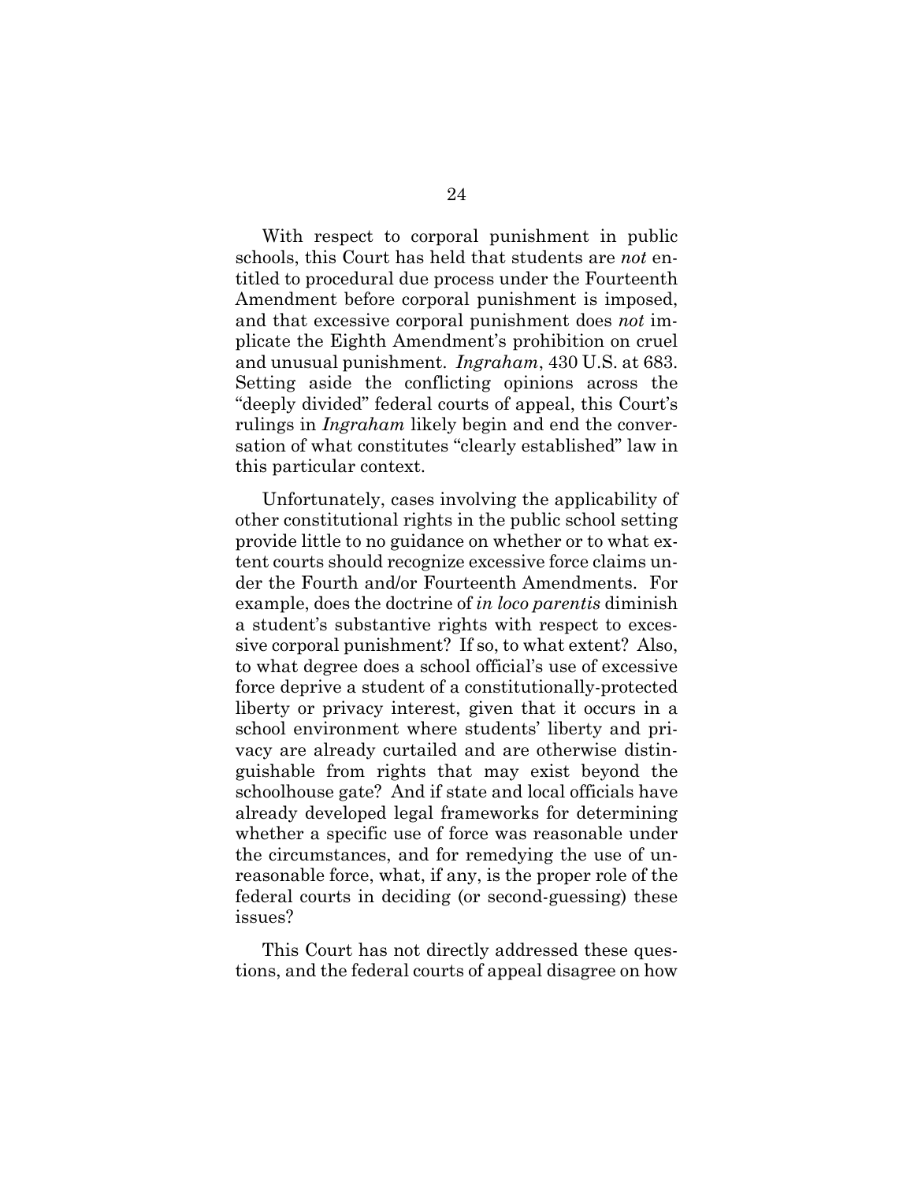With respect to corporal punishment in public schools, this Court has held that students are *not* entitled to procedural due process under the Fourteenth Amendment before corporal punishment is imposed, and that excessive corporal punishment does *not* implicate the Eighth Amendment's prohibition on cruel and unusual punishment. *Ingraham*, 430 U.S. at 683. Setting aside the conflicting opinions across the "deeply divided" federal courts of appeal, this Court's rulings in *Ingraham* likely begin and end the conversation of what constitutes "clearly established" law in this particular context.

Unfortunately, cases involving the applicability of other constitutional rights in the public school setting provide little to no guidance on whether or to what extent courts should recognize excessive force claims under the Fourth and/or Fourteenth Amendments. For example, does the doctrine of *in loco parentis* diminish a student's substantive rights with respect to excessive corporal punishment? If so, to what extent? Also, to what degree does a school official's use of excessive force deprive a student of a constitutionally-protected liberty or privacy interest, given that it occurs in a school environment where students' liberty and privacy are already curtailed and are otherwise distinguishable from rights that may exist beyond the schoolhouse gate? And if state and local officials have already developed legal frameworks for determining whether a specific use of force was reasonable under the circumstances, and for remedying the use of unreasonable force, what, if any, is the proper role of the federal courts in deciding (or second-guessing) these issues?

This Court has not directly addressed these questions, and the federal courts of appeal disagree on how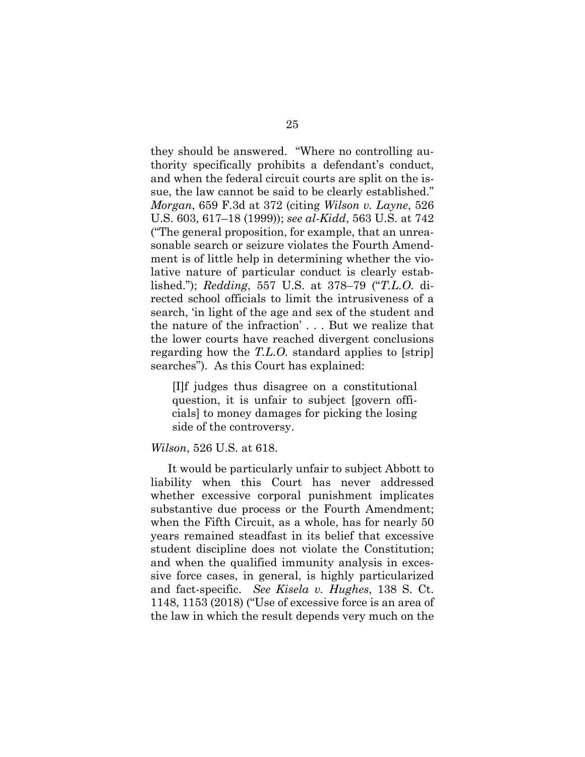they should be answered. "Where no controlling authority specifically prohibits a defendant's conduct, and when the federal circuit courts are split on the issue, the law cannot be said to be clearly established." *Morgan*, 659 F.3d at 372 (citing *Wilson v. Layne*, 526 U.S. 603, 617–18 (1999)); *see al-Kidd*, 563 U.S. at 742 ("The general proposition, for example, that an unreasonable search or seizure violates the Fourth Amendment is of little help in determining whether the violative nature of particular conduct is clearly established."); *Redding*, 557 U.S. at 378–79 ("*T.L.O.* directed school officials to limit the intrusiveness of a search, 'in light of the age and sex of the student and the nature of the infraction' . . . But we realize that the lower courts have reached divergent conclusions regarding how the *T.L.O.* standard applies to [strip] searches"). As this Court has explained:

> [I]f judges thus disagree on a constitutional question, it is unfair to subject [govern officials] to money damages for picking the losing side of the controversy.

*Wilson*, 526 U.S. at 618.

It would be particularly unfair to subject Abbott to liability when this Court has never addressed whether excessive corporal punishment implicates substantive due process or the Fourth Amendment; when the Fifth Circuit, as a whole, has for nearly 50 years remained steadfast in its belief that excessive student discipline does not violate the Constitution; and when the qualified immunity analysis in excessive force cases, in general, is highly particularized and fact-specific. *See Kisela v. Hughes*, 138 S. Ct. 1148, 1153 (2018) ("Use of excessive force is an area of the law in which the result depends very much on the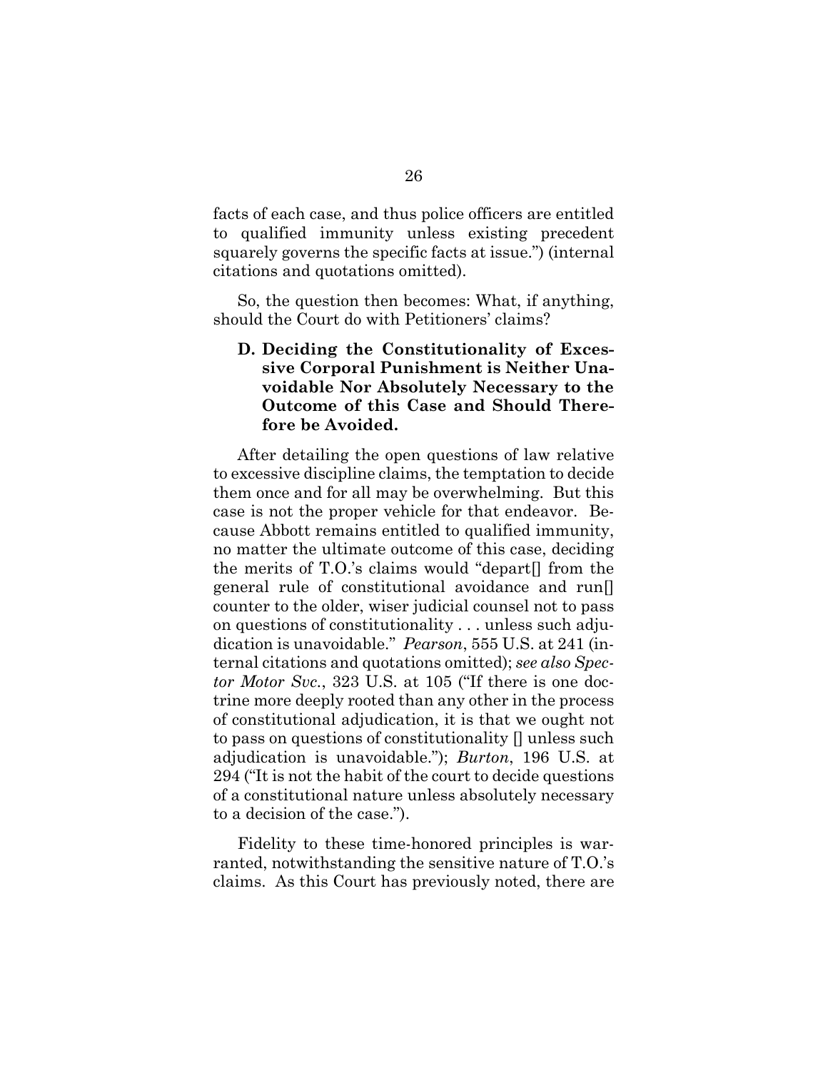facts of each case, and thus police officers are entitled to qualified immunity unless existing precedent squarely governs the specific facts at issue.") (internal citations and quotations omitted).

So, the question then becomes: What, if anything, should the Court do with Petitioners' claims?

### D. Deciding the Constitutionality of Excessive Corporal Punishment is Neither Unavoidable Nor Absolutely Necessary to the Outcome of this Case and Should Therefore be Avoided.

After detailing the open questions of law relative to excessive discipline claims, the temptation to decide them once and for all may be overwhelming. But this case is not the proper vehicle for that endeavor. Because Abbott remains entitled to qualified immunity, no matter the ultimate outcome of this case, deciding the merits of T.O.'s claims would "depart[] from the general rule of constitutional avoidance and run[] counter to the older, wiser judicial counsel not to pass on questions of constitutionality . . . unless such adjudication is unavoidable." *Pearson*, 555 U.S. at 241 (internal citations and quotations omitted); *see also Spector Motor Svc.*, 323 U.S. at 105 ("If there is one doctrine more deeply rooted than any other in the process of constitutional adjudication, it is that we ought not to pass on questions of constitutionality [] unless such adjudication is unavoidable."); *Burton*, 196 U.S. at 294 ("It is not the habit of the court to decide questions of a constitutional nature unless absolutely necessary to a decision of the case.").

Fidelity to these time-honored principles is warranted, notwithstanding the sensitive nature of T.O.'s claims. As this Court has previously noted, there are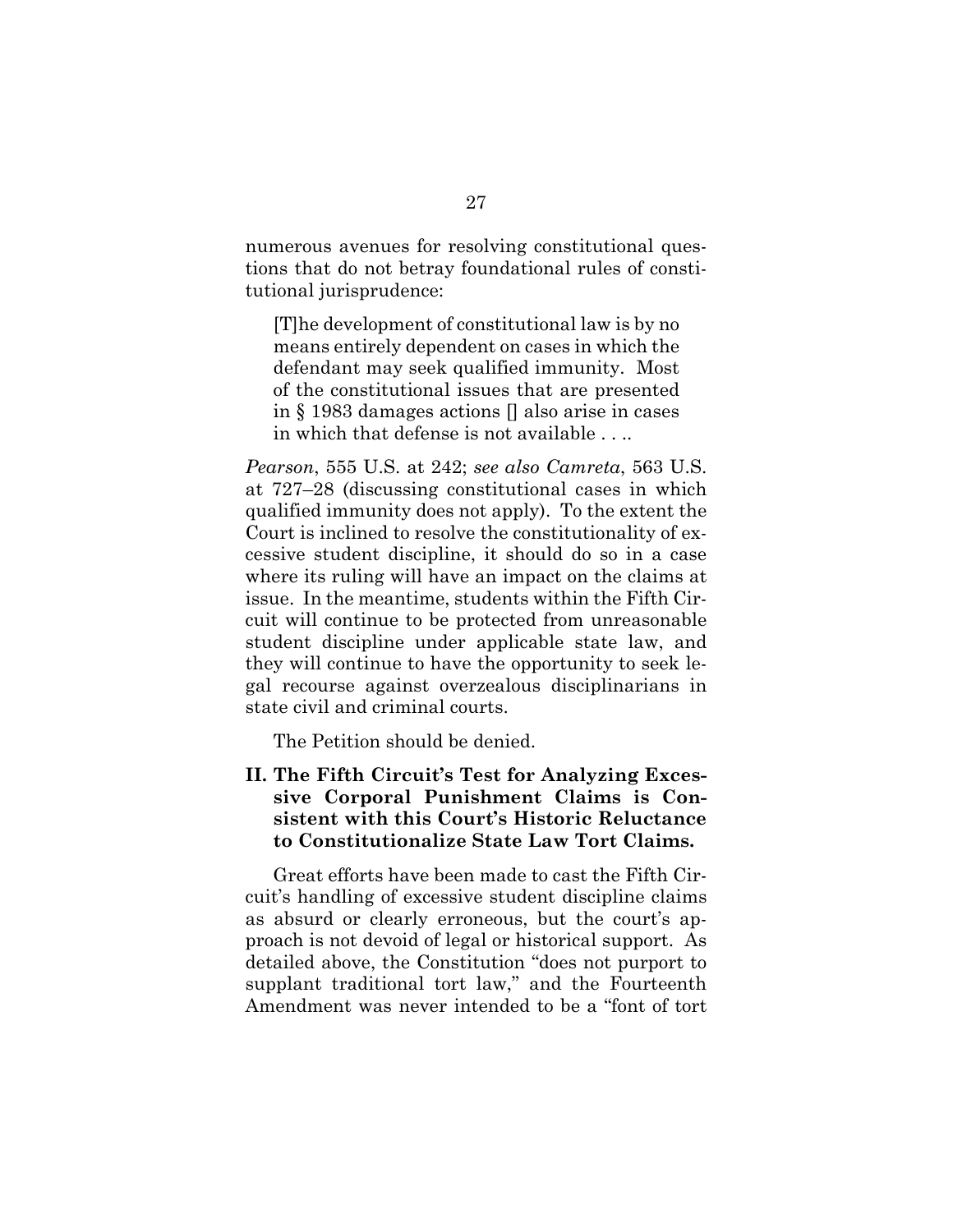numerous avenues for resolving constitutional questions that do not betray foundational rules of constitutional jurisprudence:

> [T]he development of constitutional law is by no means entirely dependent on cases in which the defendant may seek qualified immunity. Most of the constitutional issues that are presented in § 1983 damages actions [] also arise in cases in which that defense is not available . . ..

*Pearson*, 555 U.S. at 242; *see also Camreta*, 563 U.S. at 727–28 (discussing constitutional cases in which qualified immunity does not apply). To the extent the Court is inclined to resolve the constitutionality of excessive student discipline, it should do so in a case where its ruling will have an impact on the claims at issue. In the meantime, students within the Fifth Circuit will continue to be protected from unreasonable student discipline under applicable state law, and they will continue to have the opportunity to seek legal recourse against overzealous disciplinarians in state civil and criminal courts.

The Petition should be denied.

## II. The Fifth Circuit's Test for Analyzing Excessive Corporal Punishment Claims is Consistent with this Court's Historic Reluctance to Constitutionalize State Law Tort Claims.

Great efforts have been made to cast the Fifth Circuit's handling of excessive student discipline claims as absurd or clearly erroneous, but the court's approach is not devoid of legal or historical support. As detailed above, the Constitution "does not purport to supplant traditional tort law," and the Fourteenth Amendment was never intended to be a "font of tort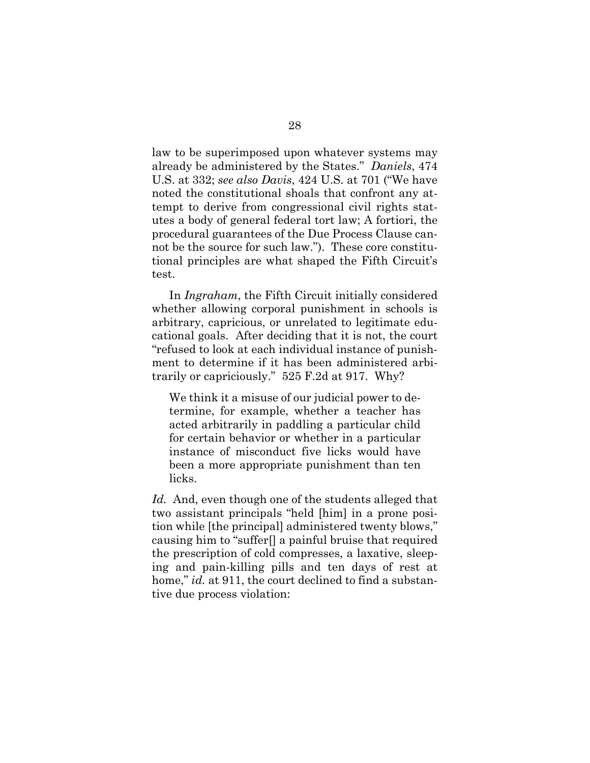law to be superimposed upon whatever systems may already be administered by the States." *Daniels*, 474 U.S. at 332; *see also Davis*, 424 U.S. at 701 ("We have noted the constitutional shoals that confront any attempt to derive from congressional civil rights statutes a body of general federal tort law; A fortiori, the procedural guarantees of the Due Process Clause cannot be the source for such law."). These core constitutional principles are what shaped the Fifth Circuit's test.

In *Ingraham*, the Fifth Circuit initially considered whether allowing corporal punishment in schools is arbitrary, capricious, or unrelated to legitimate educational goals. After deciding that it is not, the court "refused to look at each individual instance of punishment to determine if it has been administered arbitrarily or capriciously." 525 F.2d at 917. Why?

> We think it a misuse of our judicial power to determine, for example, whether a teacher has acted arbitrarily in paddling a particular child for certain behavior or whether in a particular instance of misconduct five licks would have been a more appropriate punishment than ten licks.

*Id.* And, even though one of the students alleged that two assistant principals "held [him] in a prone position while [the principal] administered twenty blows," causing him to "suffer[] a painful bruise that required the prescription of cold compresses, a laxative, sleeping and pain-killing pills and ten days of rest at home," *id.* at 911, the court declined to find a substantive due process violation: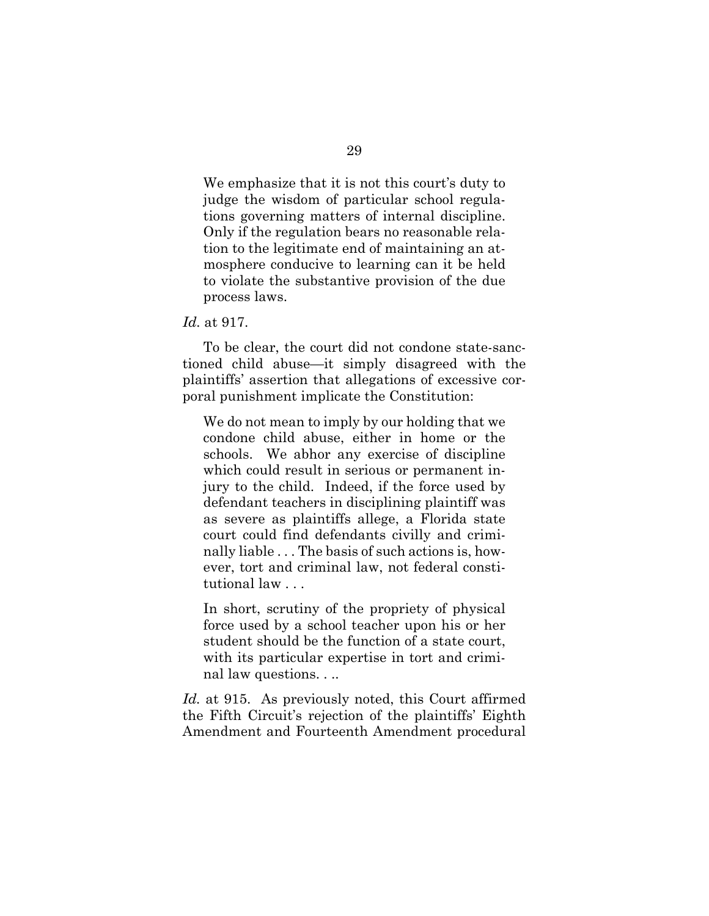> We emphasize that it is not this court's duty to judge the wisdom of particular school regulations governing matters of internal discipline. Only if the regulation bears no reasonable relation to the legitimate end of maintaining an atmosphere conducive to learning can it be held to violate the substantive provision of the due process laws.

*Id.* at 917.

To be clear, the court did not condone state-sanctioned child abuse—it simply disagreed with the plaintiffs' assertion that allegations of excessive corporal punishment implicate the Constitution:

> We do not mean to imply by our holding that we condone child abuse, either in home or the schools. We abhor any exercise of discipline which could result in serious or permanent injury to the child. Indeed, if the force used by defendant teachers in disciplining plaintiff was as severe as plaintiffs allege, a Florida state court could find defendants civilly and criminally liable . . . The basis of such actions is, however, tort and criminal law, not federal constitutional law . . .
>
> In short, scrutiny of the propriety of physical force used by a school teacher upon his or her student should be the function of a state court, with its particular expertise in tort and criminal law questions. . ..

*Id.* at 915. As previously noted, this Court affirmed the Fifth Circuit's rejection of the plaintiffs' Eighth Amendment and Fourteenth Amendment procedural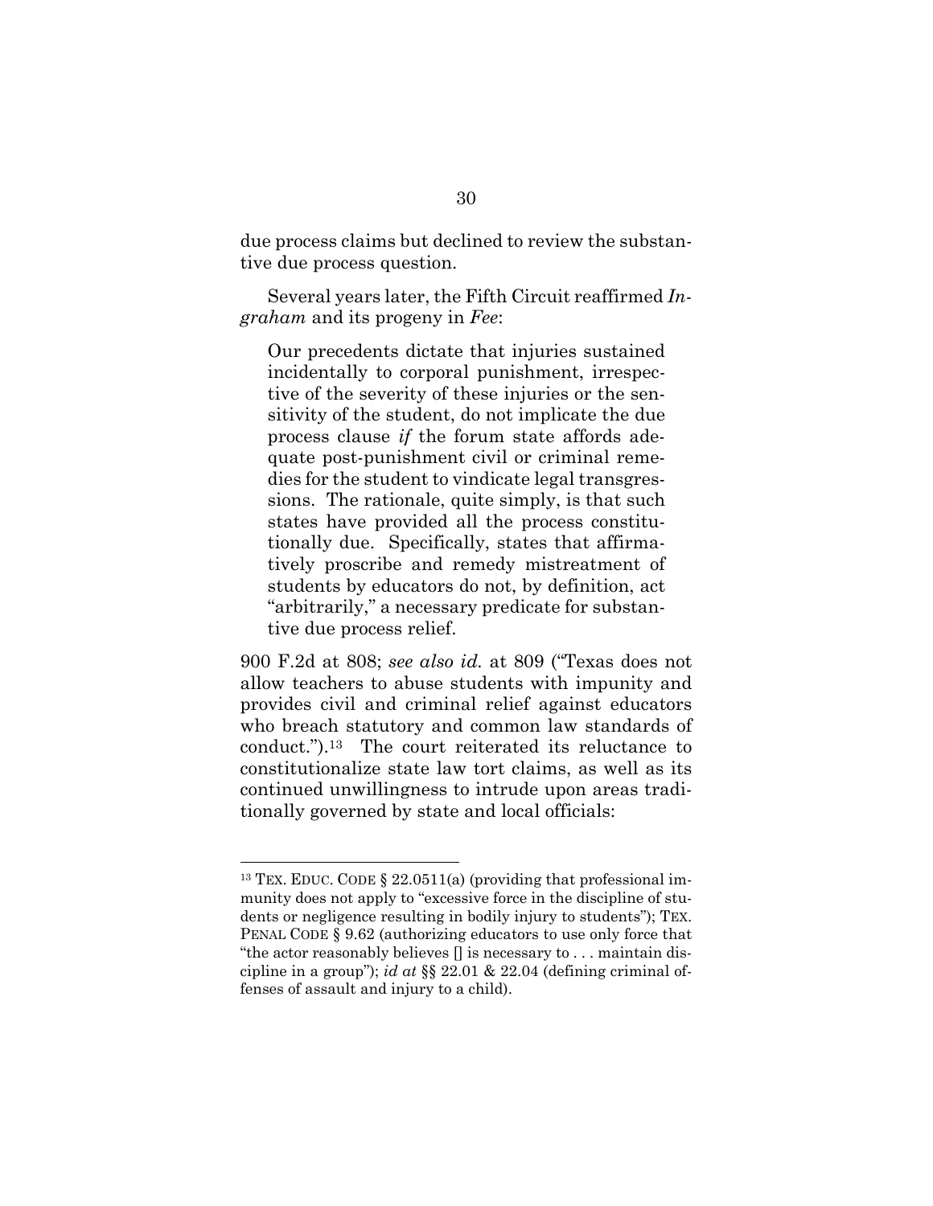due process claims but declined to review the substantive due process question.

Several years later, the Fifth Circuit reaffirmed *Ingraham* and its progeny in *Fee*:

> Our precedents dictate that injuries sustained incidentally to corporal punishment, irrespective of the severity of these injuries or the sensitivity of the student, do not implicate the due process clause *if* the forum state affords adequate post-punishment civil or criminal remedies for the student to vindicate legal transgressions. The rationale, quite simply, is that such states have provided all the process constitutionally due. Specifically, states that affirmatively proscribe and remedy mistreatment of students by educators do not, by definition, act "arbitrarily," a necessary predicate for substantive due process relief.

900 F.2d at 808; *see also id.* at 809 ("Texas does not allow teachers to abuse students with impunity and provides civil and criminal relief against educators who breach statutory and common law standards of conduct.").[13] The court reiterated its reluctance to constitutionalize state law tort claims, as well as its continued unwillingness to intrude upon areas traditionally governed by state and local officials:

---

[13] TEX. EDUC. CODE § 22.0511(a) (providing that professional immunity does not apply to "excessive force in the discipline of students or negligence resulting in bodily injury to students"); TEX. PENAL CODE § 9.62 (authorizing educators to use only force that "the actor reasonably believes [] is necessary to . . . maintain discipline in a group"); *id at* §§ 22.01 & 22.04 (defining criminal offenses of assault and injury to a child).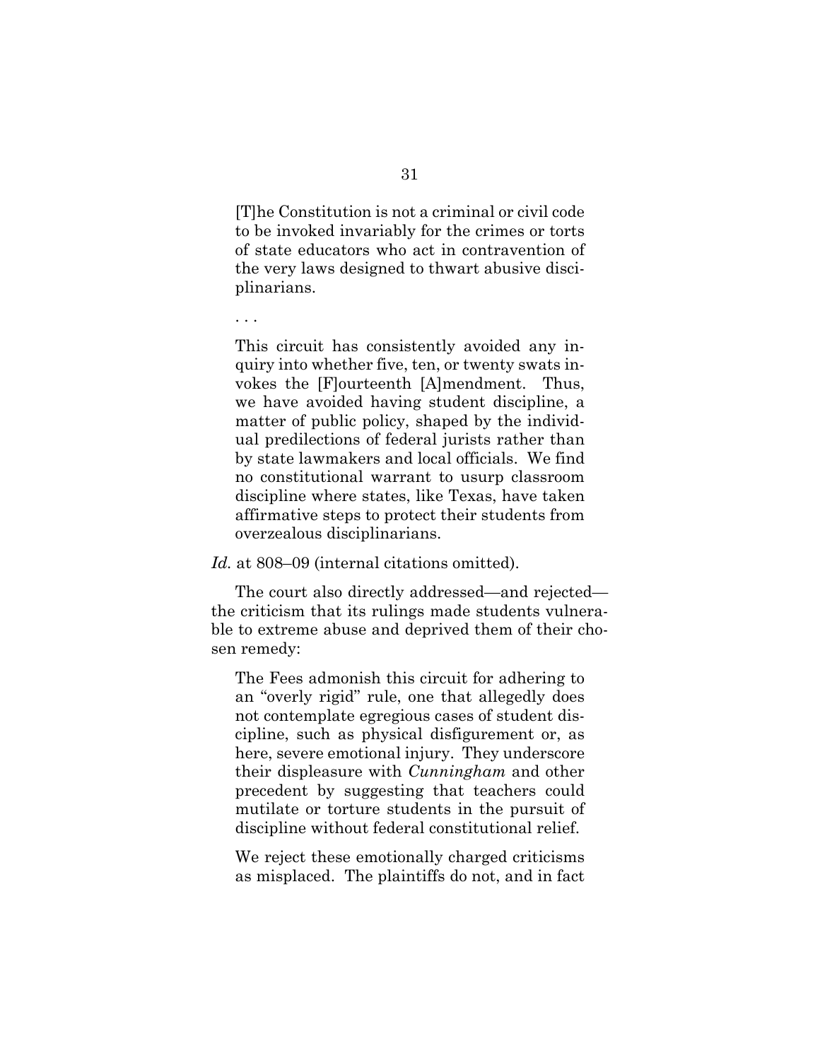> [T]he Constitution is not a criminal or civil code to be invoked invariably for the crimes or torts of state educators who act in contravention of the very laws designed to thwart abusive disciplinarians.
>
> . . .
>
> This circuit has consistently avoided any inquiry into whether five, ten, or twenty swats invokes the [F]ourteenth [A]mendment. Thus, we have avoided having student discipline, a matter of public policy, shaped by the individual predilections of federal jurists rather than by state lawmakers and local officials. We find no constitutional warrant to usurp classroom discipline where states, like Texas, have taken affirmative steps to protect their students from overzealous disciplinarians.

*Id.* at 808–09 (internal citations omitted).

The court also directly addressed—and rejected—the criticism that its rulings made students vulnerable to extreme abuse and deprived them of their chosen remedy:

> The Fees admonish this circuit for adhering to an "overly rigid" rule, one that allegedly does not contemplate egregious cases of student discipline, such as physical disfigurement or, as here, severe emotional injury. They underscore their displeasure with *Cunningham* and other precedent by suggesting that teachers could mutilate or torture students in the pursuit of discipline without federal constitutional relief.
>
> We reject these emotionally charged criticisms as misplaced. The plaintiffs do not, and in fact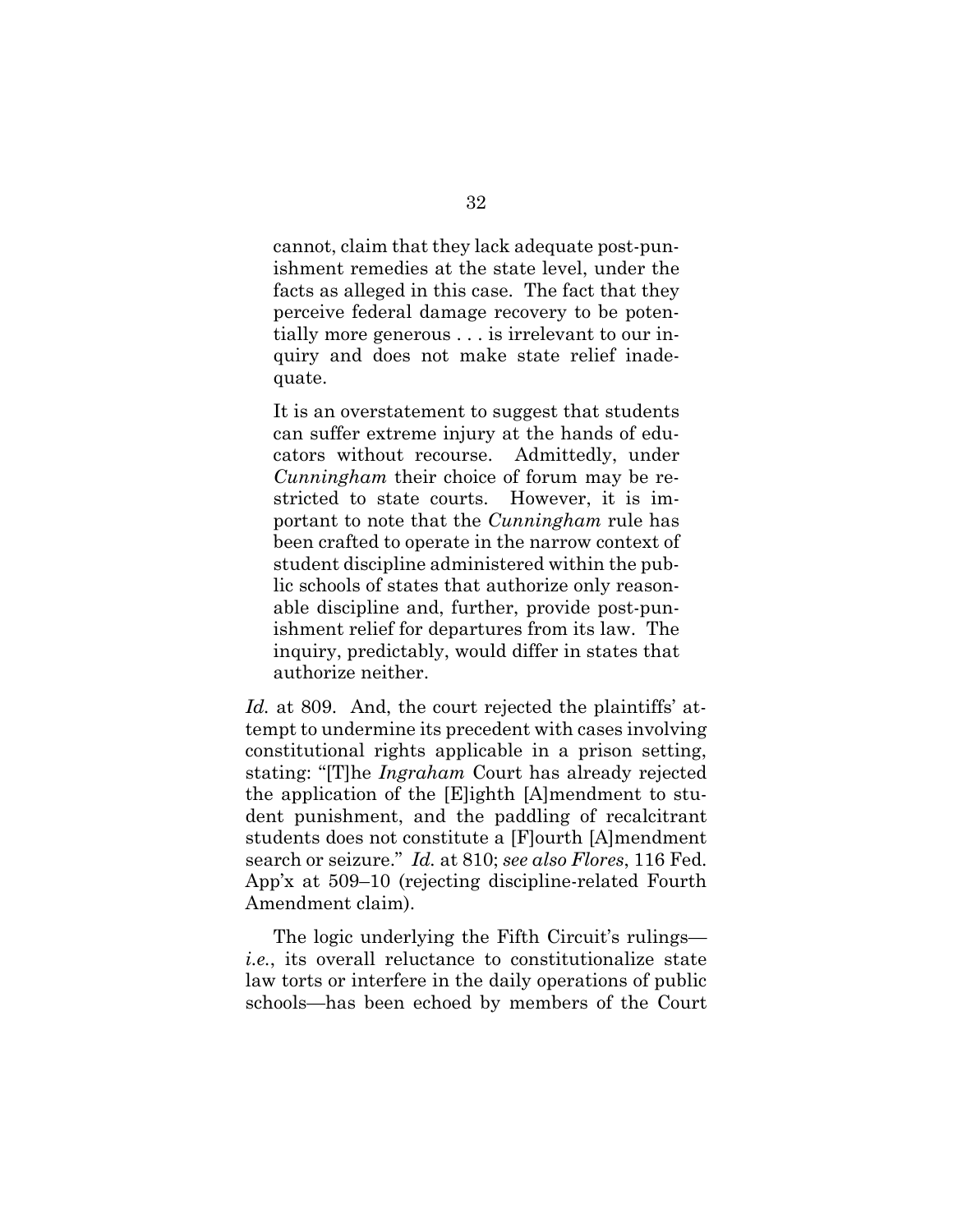> cannot, claim that they lack adequate post-punishment remedies at the state level, under the facts as alleged in this case. The fact that they perceive federal damage recovery to be potentially more generous . . . is irrelevant to our inquiry and does not make state relief inadequate.
>
> It is an overstatement to suggest that students can suffer extreme injury at the hands of educators without recourse. Admittedly, under *Cunningham* their choice of forum may be restricted to state courts. However, it is important to note that the *Cunningham* rule has been crafted to operate in the narrow context of student discipline administered within the public schools of states that authorize only reasonable discipline and, further, provide post-punishment relief for departures from its law. The inquiry, predictably, would differ in states that authorize neither.

*Id.* at 809. And, the court rejected the plaintiffs' attempt to undermine its precedent with cases involving constitutional rights applicable in a prison setting, stating: "[T]he *Ingraham* Court has already rejected the application of the [E]ighth [A]mendment to student punishment, and the paddling of recalcitrant students does not constitute a [F]ourth [A]mendment search or seizure." *Id.* at 810; *see also Flores*, 116 Fed. App'x at 509–10 (rejecting discipline-related Fourth Amendment claim).

The logic underlying the Fifth Circuit's rulings—*i.e.*, its overall reluctance to constitutionalize state law torts or interfere in the daily operations of public schools—has been echoed by members of the Court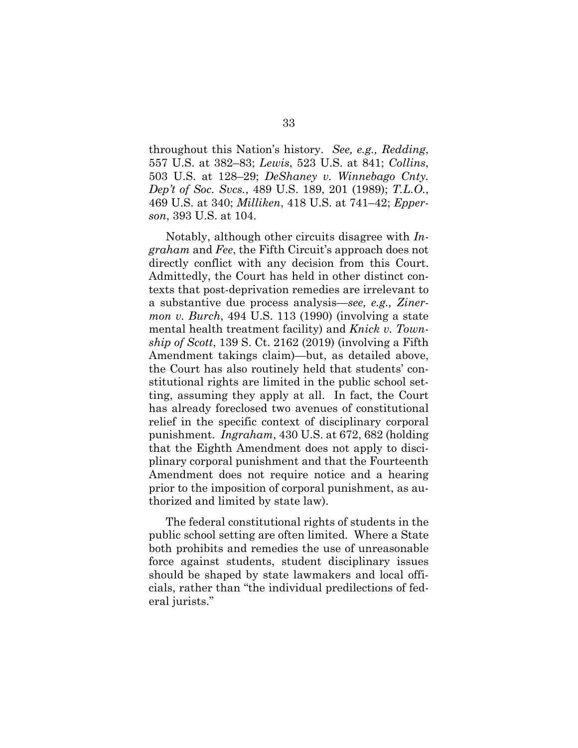throughout this Nation's history. *See, e.g., Redding*, 557 U.S. at 382–83; *Lewis*, 523 U.S. at 841; *Collins*, 503 U.S. at 128–29; *DeShaney v. Winnebago Cnty. Dep't of Soc. Svcs.*, 489 U.S. 189, 201 (1989); *T.L.O.*, 469 U.S. at 340; *Milliken*, 418 U.S. at 741–42; *Epperson*, 393 U.S. at 104.

Notably, although other circuits disagree with *Ingraham* and *Fee*, the Fifth Circuit's approach does not directly conflict with any decision from this Court. Admittedly, the Court has held in other distinct contexts that post-deprivation remedies are irrelevant to a substantive due process analysis—*see, e.g., Zinermon v. Burch*, 494 U.S. 113 (1990) (involving a state mental health treatment facility) and *Knick v. Township of Scott*, 139 S. Ct. 2162 (2019) (involving a Fifth Amendment takings claim)—but, as detailed above, the Court has also routinely held that students' constitutional rights are limited in the public school setting, assuming they apply at all. In fact, the Court has already foreclosed two avenues of constitutional relief in the specific context of disciplinary corporal punishment. *Ingraham*, 430 U.S. at 672, 682 (holding that the Eighth Amendment does not apply to disciplinary corporal punishment and that the Fourteenth Amendment does not require notice and a hearing prior to the imposition of corporal punishment, as authorized and limited by state law).

The federal constitutional rights of students in the public school setting are often limited. Where a State both prohibits and remedies the use of unreasonable force against students, student disciplinary issues should be shaped by state lawmakers and local officials, rather than "the individual predilections of federal jurists."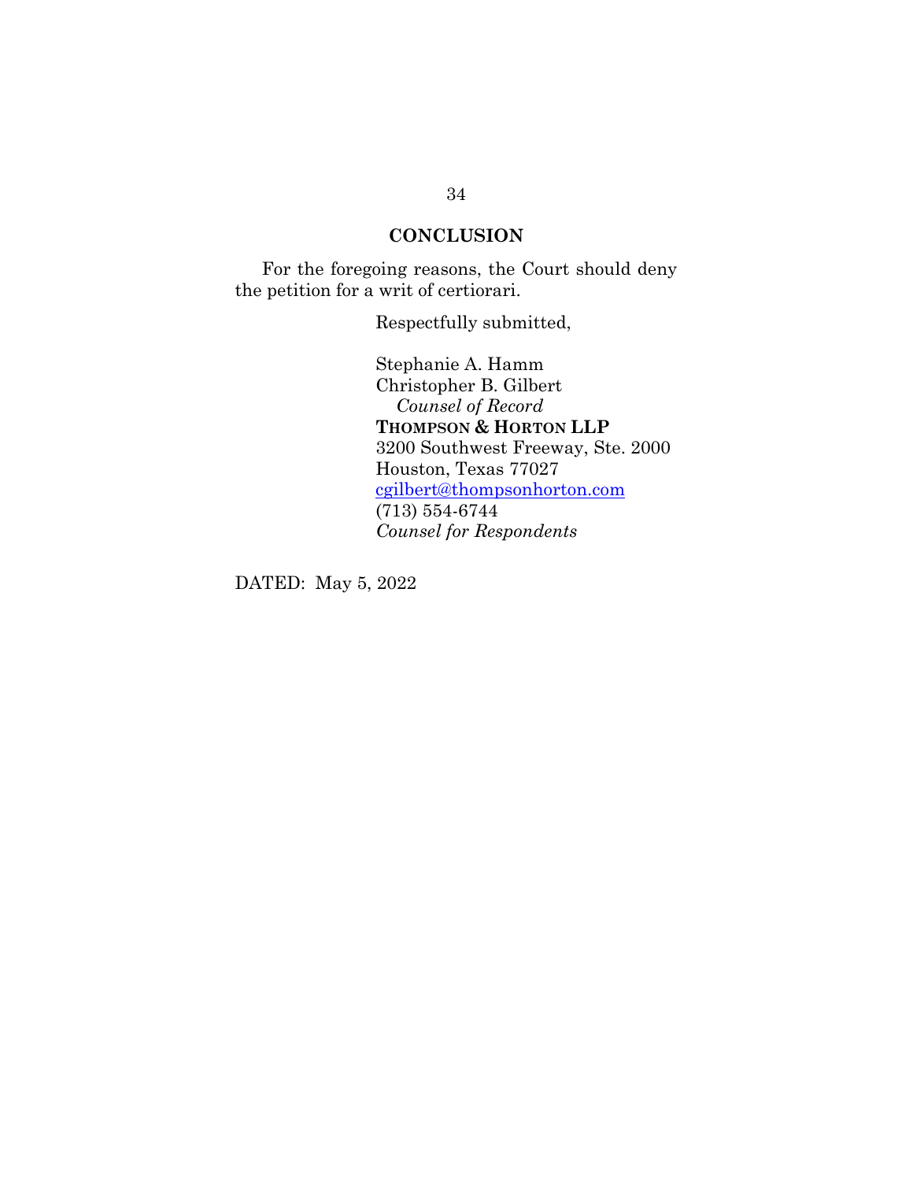## CONCLUSION

For the foregoing reasons, the Court should deny the petition for a writ of certiorari.

Respectfully submitted,

Stephanie A. Hamm
Christopher B. Gilbert
*Counsel of Record*
**THOMPSON & HORTON LLP**
3200 Southwest Freeway, Ste. 2000
Houston, Texas 77027
cgilbert@thompsonhorton.com
(713) 554-6744
*Counsel for Respondents*

DATED: May 5, 2022